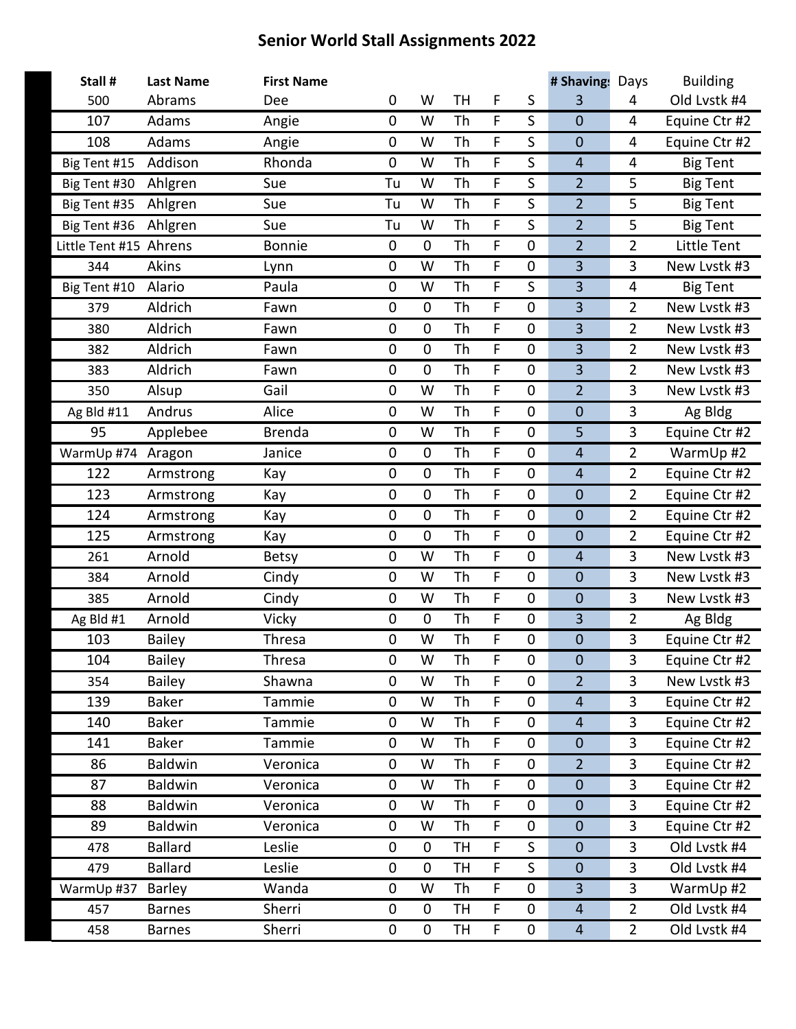# Senior World Stall Assignments 2022

| Stall # | Last Name | First Name | | | | | | # Shavings | Days | Building |
|---|---|---|---|---|---|---|---|---|---|---|
| 500 | Abrams | Dee | 0 | W | TH | F | S | 3 | 4 | Old Lvstk #4 |
| 107 | Adams | Angie | 0 | W | Th | F | S | 0 | 4 | Equine Ctr #2 |
| 108 | Adams | Angie | 0 | W | Th | F | S | 0 | 4 | Equine Ctr #2 |
| Big Tent #15 | Addison | Rhonda | 0 | W | Th | F | S | 4 | 4 | Big Tent |
| Big Tent #30 | Ahlgren | Sue | Tu | W | Th | F | S | 2 | 5 | Big Tent |
| Big Tent #35 | Ahlgren | Sue | Tu | W | Th | F | S | 2 | 5 | Big Tent |
| Big Tent #36 | Ahlgren | Sue | Tu | W | Th | F | S | 2 | 5 | Big Tent |
| Little Tent #15 | Ahrens | Bonnie | 0 | 0 | Th | F | 0 | 2 | 2 | Little Tent |
| 344 | Akins | Lynn | 0 | W | Th | F | 0 | 3 | 3 | New Lvstk #3 |
| Big Tent #10 | Alario | Paula | 0 | W | Th | F | S | 3 | 4 | Big Tent |
| 379 | Aldrich | Fawn | 0 | 0 | Th | F | 0 | 3 | 2 | New Lvstk #3 |
| 380 | Aldrich | Fawn | 0 | 0 | Th | F | 0 | 3 | 2 | New Lvstk #3 |
| 382 | Aldrich | Fawn | 0 | 0 | Th | F | 0 | 3 | 2 | New Lvstk #3 |
| 383 | Aldrich | Fawn | 0 | 0 | Th | F | 0 | 3 | 2 | New Lvstk #3 |
| 350 | Alsup | Gail | 0 | W | Th | F | 0 | 2 | 3 | New Lvstk #3 |
| Ag Bld #11 | Andrus | Alice | 0 | W | Th | F | 0 | 0 | 3 | Ag Bldg |
| 95 | Applebee | Brenda | 0 | W | Th | F | 0 | 5 | 3 | Equine Ctr #2 |
| WarmUp #74 | Aragon | Janice | 0 | 0 | Th | F | 0 | 4 | 2 | WarmUp #2 |
| 122 | Armstrong | Kay | 0 | 0 | Th | F | 0 | 4 | 2 | Equine Ctr #2 |
| 123 | Armstrong | Kay | 0 | 0 | Th | F | 0 | 0 | 2 | Equine Ctr #2 |
| 124 | Armstrong | Kay | 0 | 0 | Th | F | 0 | 0 | 2 | Equine Ctr #2 |
| 125 | Armstrong | Kay | 0 | 0 | Th | F | 0 | 0 | 2 | Equine Ctr #2 |
| 261 | Arnold | Betsy | 0 | W | Th | F | 0 | 4 | 3 | New Lvstk #3 |
| 384 | Arnold | Cindy | 0 | W | Th | F | 0 | 0 | 3 | New Lvstk #3 |
| 385 | Arnold | Cindy | 0 | W | Th | F | 0 | 0 | 3 | New Lvstk #3 |
| Ag Bld #1 | Arnold | Vicky | 0 | 0 | Th | F | 0 | 3 | 2 | Ag Bldg |
| 103 | Bailey | Thresa | 0 | W | Th | F | 0 | 0 | 3 | Equine Ctr #2 |
| 104 | Bailey | Thresa | 0 | W | Th | F | 0 | 0 | 3 | Equine Ctr #2 |
| 354 | Bailey | Shawna | 0 | W | Th | F | 0 | 2 | 3 | New Lvstk #3 |
| 139 | Baker | Tammie | 0 | W | Th | F | 0 | 4 | 3 | Equine Ctr #2 |
| 140 | Baker | Tammie | 0 | W | Th | F | 0 | 4 | 3 | Equine Ctr #2 |
| 141 | Baker | Tammie | 0 | W | Th | F | 0 | 0 | 3 | Equine Ctr #2 |
| 86 | Baldwin | Veronica | 0 | W | Th | F | 0 | 2 | 3 | Equine Ctr #2 |
| 87 | Baldwin | Veronica | 0 | W | Th | F | 0 | 0 | 3 | Equine Ctr #2 |
| 88 | Baldwin | Veronica | 0 | W | Th | F | 0 | 0 | 3 | Equine Ctr #2 |
| 89 | Baldwin | Veronica | 0 | W | Th | F | 0 | 0 | 3 | Equine Ctr #2 |
| 478 | Ballard | Leslie | 0 | 0 | TH | F | S | 0 | 3 | Old Lvstk #4 |
| 479 | Ballard | Leslie | 0 | 0 | TH | F | S | 0 | 3 | Old Lvstk #4 |
| WarmUp #37 | Barley | Wanda | 0 | W | Th | F | 0 | 3 | 3 | WarmUp #2 |
| 457 | Barnes | Sherri | 0 | 0 | TH | F | 0 | 4 | 2 | Old Lvstk #4 |
| 458 | Barnes | Sherri | 0 | 0 | TH | F | 0 | 4 | 2 | Old Lvstk #4 |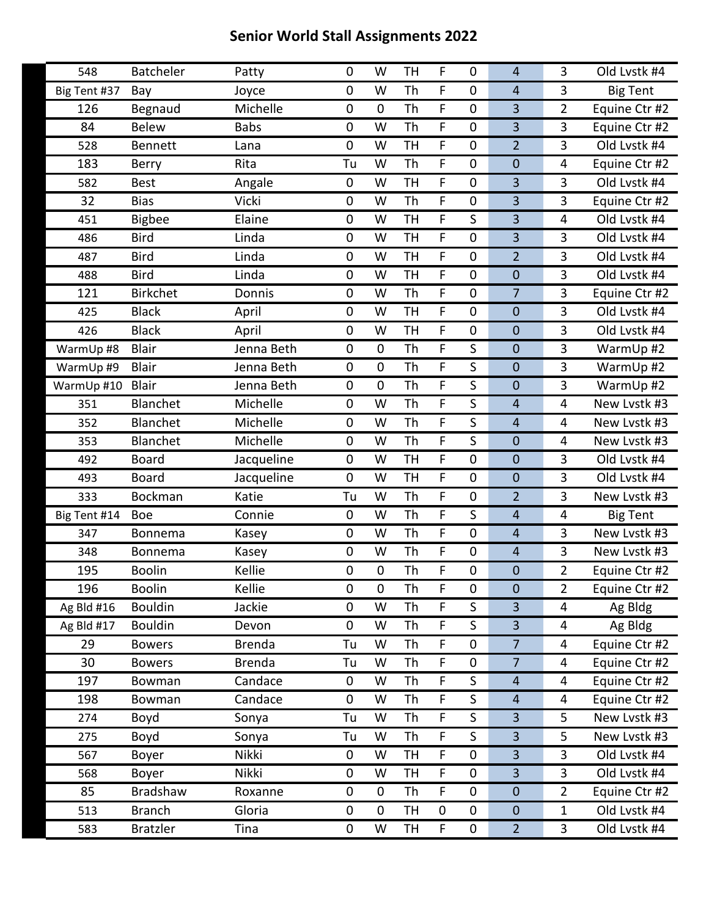# Senior World Stall Assignments 2022

| | | | | | | | | | | |
|---|---|---|---|---|---|---|---|---|---|---|
| 548 | Batcheler | Patty | 0 | W | TH | F | 0 | 4 | 3 | Old Lvstk #4 |
| Big Tent #37 | Bay | Joyce | 0 | W | Th | F | 0 | 4 | 3 | Big Tent |
| 126 | Begnaud | Michelle | 0 | 0 | Th | F | 0 | 3 | 2 | Equine Ctr #2 |
| 84 | Belew | Babs | 0 | W | Th | F | 0 | 3 | 3 | Equine Ctr #2 |
| 528 | Bennett | Lana | 0 | W | TH | F | 0 | 2 | 3 | Old Lvstk #4 |
| 183 | Berry | Rita | Tu | W | Th | F | 0 | 0 | 4 | Equine Ctr #2 |
| 582 | Best | Angale | 0 | W | TH | F | 0 | 3 | 3 | Old Lvstk #4 |
| 32 | Bias | Vicki | 0 | W | Th | F | 0 | 3 | 3 | Equine Ctr #2 |
| 451 | Bigbee | Elaine | 0 | W | TH | F | S | 3 | 4 | Old Lvstk #4 |
| 486 | Bird | Linda | 0 | W | TH | F | 0 | 3 | 3 | Old Lvstk #4 |
| 487 | Bird | Linda | 0 | W | TH | F | 0 | 2 | 3 | Old Lvstk #4 |
| 488 | Bird | Linda | 0 | W | TH | F | 0 | 0 | 3 | Old Lvstk #4 |
| 121 | Birkchet | Donnis | 0 | W | Th | F | 0 | 7 | 3 | Equine Ctr #2 |
| 425 | Black | April | 0 | W | TH | F | 0 | 0 | 3 | Old Lvstk #4 |
| 426 | Black | April | 0 | W | TH | F | 0 | 0 | 3 | Old Lvstk #4 |
| WarmUp #8 | Blair | Jenna Beth | 0 | 0 | Th | F | S | 0 | 3 | WarmUp #2 |
| WarmUp #9 | Blair | Jenna Beth | 0 | 0 | Th | F | S | 0 | 3 | WarmUp #2 |
| WarmUp #10 | Blair | Jenna Beth | 0 | 0 | Th | F | S | 0 | 3 | WarmUp #2 |
| 351 | Blanchet | Michelle | 0 | W | Th | F | S | 4 | 4 | New Lvstk #3 |
| 352 | Blanchet | Michelle | 0 | W | Th | F | S | 4 | 4 | New Lvstk #3 |
| 353 | Blanchet | Michelle | 0 | W | Th | F | S | 0 | 4 | New Lvstk #3 |
| 492 | Board | Jacqueline | 0 | W | TH | F | 0 | 0 | 3 | Old Lvstk #4 |
| 493 | Board | Jacqueline | 0 | W | TH | F | 0 | 0 | 3 | Old Lvstk #4 |
| 333 | Bockman | Katie | Tu | W | Th | F | 0 | 2 | 3 | New Lvstk #3 |
| Big Tent #14 | Boe | Connie | 0 | W | Th | F | S | 4 | 4 | Big Tent |
| 347 | Bonnema | Kasey | 0 | W | Th | F | 0 | 4 | 3 | New Lvstk #3 |
| 348 | Bonnema | Kasey | 0 | W | Th | F | 0 | 4 | 3 | New Lvstk #3 |
| 195 | Boolin | Kellie | 0 | 0 | Th | F | 0 | 0 | 2 | Equine Ctr #2 |
| 196 | Boolin | Kellie | 0 | 0 | Th | F | 0 | 0 | 2 | Equine Ctr #2 |
| Ag Bld #16 | Bouldin | Jackie | 0 | W | Th | F | S | 3 | 4 | Ag Bldg |
| Ag Bld #17 | Bouldin | Devon | 0 | W | Th | F | S | 3 | 4 | Ag Bldg |
| 29 | Bowers | Brenda | Tu | W | Th | F | 0 | 7 | 4 | Equine Ctr #2 |
| 30 | Bowers | Brenda | Tu | W | Th | F | 0 | 7 | 4 | Equine Ctr #2 |
| 197 | Bowman | Candace | 0 | W | Th | F | S | 4 | 4 | Equine Ctr #2 |
| 198 | Bowman | Candace | 0 | W | Th | F | S | 4 | 4 | Equine Ctr #2 |
| 274 | Boyd | Sonya | Tu | W | Th | F | S | 3 | 5 | New Lvstk #3 |
| 275 | Boyd | Sonya | Tu | W | Th | F | S | 3 | 5 | New Lvstk #3 |
| 567 | Boyer | Nikki | 0 | W | TH | F | 0 | 3 | 3 | Old Lvstk #4 |
| 568 | Boyer | Nikki | 0 | W | TH | F | 0 | 3 | 3 | Old Lvstk #4 |
| 85 | Bradshaw | Roxanne | 0 | 0 | Th | F | 0 | 0 | 2 | Equine Ctr #2 |
| 513 | Branch | Gloria | 0 | 0 | TH | 0 | 0 | 0 | 1 | Old Lvstk #4 |
| 583 | Bratzler | Tina | 0 | W | TH | F | 0 | 2 | 3 | Old Lvstk #4 |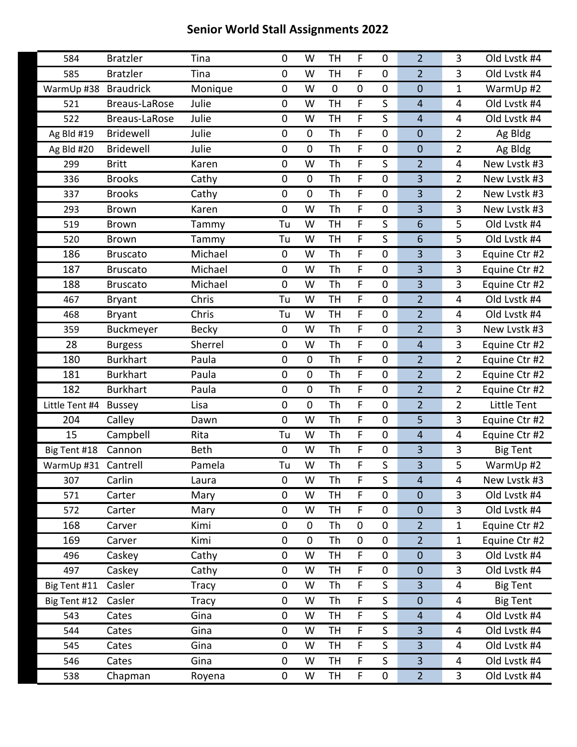# Senior World Stall Assignments 2022

| | | | | | | | | | |
|---|---|---|---|---|---|---|---|---|---|
| 584 | Bratzler | Tina | 0 | W | TH | F | 0 | 2 | 3 | Old Lvstk #4 |
| 585 | Bratzler | Tina | 0 | W | TH | F | 0 | 2 | 3 | Old Lvstk #4 |
| WarmUp #38 | Braudrick | Monique | 0 | W | 0 | 0 | 0 | 0 | 1 | WarmUp #2 |
| 521 | Breaus-LaRose | Julie | 0 | W | TH | F | S | 4 | 4 | Old Lvstk #4 |
| 522 | Breaus-LaRose | Julie | 0 | W | TH | F | S | 4 | 4 | Old Lvstk #4 |
| Ag Bld #19 | Bridewell | Julie | 0 | 0 | Th | F | 0 | 0 | 2 | Ag Bldg |
| Ag Bld #20 | Bridewell | Julie | 0 | 0 | Th | F | 0 | 0 | 2 | Ag Bldg |
| 299 | Britt | Karen | 0 | W | Th | F | S | 2 | 4 | New Lvstk #3 |
| 336 | Brooks | Cathy | 0 | 0 | Th | F | 0 | 3 | 2 | New Lvstk #3 |
| 337 | Brooks | Cathy | 0 | 0 | Th | F | 0 | 3 | 2 | New Lvstk #3 |
| 293 | Brown | Karen | 0 | W | Th | F | 0 | 3 | 3 | New Lvstk #3 |
| 519 | Brown | Tammy | Tu | W | TH | F | S | 6 | 5 | Old Lvstk #4 |
| 520 | Brown | Tammy | Tu | W | TH | F | S | 6 | 5 | Old Lvstk #4 |
| 186 | Bruscato | Michael | 0 | W | Th | F | 0 | 3 | 3 | Equine Ctr #2 |
| 187 | Bruscato | Michael | 0 | W | Th | F | 0 | 3 | 3 | Equine Ctr #2 |
| 188 | Bruscato | Michael | 0 | W | Th | F | 0 | 3 | 3 | Equine Ctr #2 |
| 467 | Bryant | Chris | Tu | W | TH | F | 0 | 2 | 4 | Old Lvstk #4 |
| 468 | Bryant | Chris | Tu | W | TH | F | 0 | 2 | 4 | Old Lvstk #4 |
| 359 | Buckmeyer | Becky | 0 | W | Th | F | 0 | 2 | 3 | New Lvstk #3 |
| 28 | Burgess | Sherrel | 0 | W | Th | F | 0 | 4 | 3 | Equine Ctr #2 |
| 180 | Burkhart | Paula | 0 | 0 | Th | F | 0 | 2 | 2 | Equine Ctr #2 |
| 181 | Burkhart | Paula | 0 | 0 | Th | F | 0 | 2 | 2 | Equine Ctr #2 |
| 182 | Burkhart | Paula | 0 | 0 | Th | F | 0 | 2 | 2 | Equine Ctr #2 |
| Little Tent #4 | Bussey | Lisa | 0 | 0 | Th | F | 0 | 2 | 2 | Little Tent |
| 204 | Calley | Dawn | 0 | W | Th | F | 0 | 5 | 3 | Equine Ctr #2 |
| 15 | Campbell | Rita | Tu | W | Th | F | 0 | 4 | 4 | Equine Ctr #2 |
| Big Tent #18 | Cannon | Beth | 0 | W | Th | F | 0 | 3 | 3 | Big Tent |
| WarmUp #31 | Cantrell | Pamela | Tu | W | Th | F | S | 3 | 5 | WarmUp #2 |
| 307 | Carlin | Laura | 0 | W | Th | F | S | 4 | 4 | New Lvstk #3 |
| 571 | Carter | Mary | 0 | W | TH | F | 0 | 0 | 3 | Old Lvstk #4 |
| 572 | Carter | Mary | 0 | W | TH | F | 0 | 0 | 3 | Old Lvstk #4 |
| 168 | Carver | Kimi | 0 | 0 | Th | 0 | 0 | 2 | 1 | Equine Ctr #2 |
| 169 | Carver | Kimi | 0 | 0 | Th | 0 | 0 | 2 | 1 | Equine Ctr #2 |
| 496 | Caskey | Cathy | 0 | W | TH | F | 0 | 0 | 3 | Old Lvstk #4 |
| 497 | Caskey | Cathy | 0 | W | TH | F | 0 | 0 | 3 | Old Lvstk #4 |
| Big Tent #11 | Casler | Tracy | 0 | W | Th | F | S | 3 | 4 | Big Tent |
| Big Tent #12 | Casler | Tracy | 0 | W | Th | F | S | 0 | 4 | Big Tent |
| 543 | Cates | Gina | 0 | W | TH | F | S | 4 | 4 | Old Lvstk #4 |
| 544 | Cates | Gina | 0 | W | TH | F | S | 3 | 4 | Old Lvstk #4 |
| 545 | Cates | Gina | 0 | W | TH | F | S | 3 | 4 | Old Lvstk #4 |
| 546 | Cates | Gina | 0 | W | TH | F | S | 3 | 4 | Old Lvstk #4 |
| 538 | Chapman | Royena | 0 | W | TH | F | 0 | 2 | 3 | Old Lvstk #4 |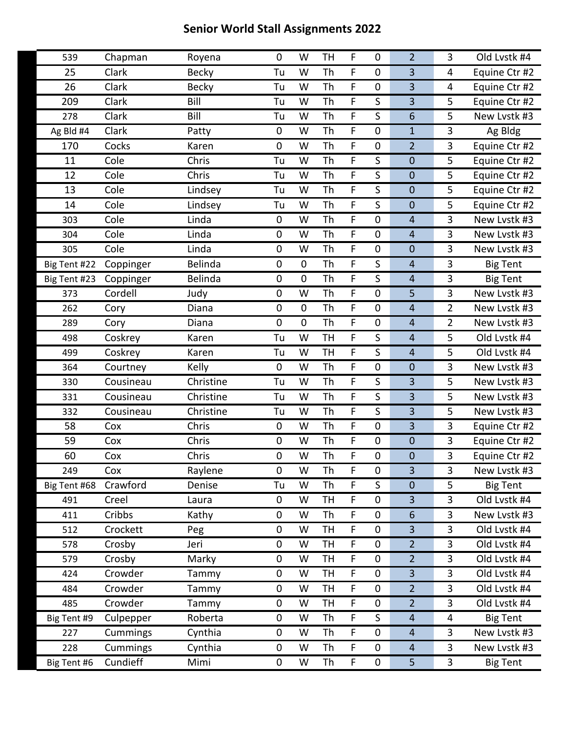# Senior World Stall Assignments 2022

| | | | | | | | | | | |
|---|---|---|---|---|---|---|---|---|---|---|
| 539 | Chapman | Royena | 0 | W | TH | F | 0 | 2 | 3 | Old Lvstk #4 |
| 25 | Clark | Becky | Tu | W | Th | F | 0 | 3 | 4 | Equine Ctr #2 |
| 26 | Clark | Becky | Tu | W | Th | F | 0 | 3 | 4 | Equine Ctr #2 |
| 209 | Clark | Bill | Tu | W | Th | F | S | 3 | 5 | Equine Ctr #2 |
| 278 | Clark | Bill | Tu | W | Th | F | S | 6 | 5 | New Lvstk #3 |
| Ag Bld #4 | Clark | Patty | 0 | W | Th | F | 0 | 1 | 3 | Ag Bldg |
| 170 | Cocks | Karen | 0 | W | Th | F | 0 | 2 | 3 | Equine Ctr #2 |
| 11 | Cole | Chris | Tu | W | Th | F | S | 0 | 5 | Equine Ctr #2 |
| 12 | Cole | Chris | Tu | W | Th | F | S | 0 | 5 | Equine Ctr #2 |
| 13 | Cole | Lindsey | Tu | W | Th | F | S | 0 | 5 | Equine Ctr #2 |
| 14 | Cole | Lindsey | Tu | W | Th | F | S | 0 | 5 | Equine Ctr #2 |
| 303 | Cole | Linda | 0 | W | Th | F | 0 | 4 | 3 | New Lvstk #3 |
| 304 | Cole | Linda | 0 | W | Th | F | 0 | 4 | 3 | New Lvstk #3 |
| 305 | Cole | Linda | 0 | W | Th | F | 0 | 0 | 3 | New Lvstk #3 |
| Big Tent #22 | Coppinger | Belinda | 0 | 0 | Th | F | S | 4 | 3 | Big Tent |
| Big Tent #23 | Coppinger | Belinda | 0 | 0 | Th | F | S | 4 | 3 | Big Tent |
| 373 | Cordell | Judy | 0 | W | Th | F | 0 | 5 | 3 | New Lvstk #3 |
| 262 | Cory | Diana | 0 | 0 | Th | F | 0 | 4 | 2 | New Lvstk #3 |
| 289 | Cory | Diana | 0 | 0 | Th | F | 0 | 4 | 2 | New Lvstk #3 |
| 498 | Coskrey | Karen | Tu | W | TH | F | S | 4 | 5 | Old Lvstk #4 |
| 499 | Coskrey | Karen | Tu | W | TH | F | S | 4 | 5 | Old Lvstk #4 |
| 364 | Courtney | Kelly | 0 | W | Th | F | 0 | 0 | 3 | New Lvstk #3 |
| 330 | Cousineau | Christine | Tu | W | Th | F | S | 3 | 5 | New Lvstk #3 |
| 331 | Cousineau | Christine | Tu | W | Th | F | S | 3 | 5 | New Lvstk #3 |
| 332 | Cousineau | Christine | Tu | W | Th | F | S | 3 | 5 | New Lvstk #3 |
| 58 | Cox | Chris | 0 | W | Th | F | 0 | 3 | 3 | Equine Ctr #2 |
| 59 | Cox | Chris | 0 | W | Th | F | 0 | 0 | 3 | Equine Ctr #2 |
| 60 | Cox | Chris | 0 | W | Th | F | 0 | 0 | 3 | Equine Ctr #2 |
| 249 | Cox | Raylene | 0 | W | Th | F | 0 | 3 | 3 | New Lvstk #3 |
| Big Tent #68 | Crawford | Denise | Tu | W | Th | F | S | 0 | 5 | Big Tent |
| 491 | Creel | Laura | 0 | W | TH | F | 0 | 3 | 3 | Old Lvstk #4 |
| 411 | Cribbs | Kathy | 0 | W | Th | F | 0 | 6 | 3 | New Lvstk #3 |
| 512 | Crockett | Peg | 0 | W | TH | F | 0 | 3 | 3 | Old Lvstk #4 |
| 578 | Crosby | Jeri | 0 | W | TH | F | 0 | 2 | 3 | Old Lvstk #4 |
| 579 | Crosby | Marky | 0 | W | TH | F | 0 | 2 | 3 | Old Lvstk #4 |
| 424 | Crowder | Tammy | 0 | W | TH | F | 0 | 3 | 3 | Old Lvstk #4 |
| 484 | Crowder | Tammy | 0 | W | TH | F | 0 | 2 | 3 | Old Lvstk #4 |
| 485 | Crowder | Tammy | 0 | W | TH | F | 0 | 2 | 3 | Old Lvstk #4 |
| Big Tent #9 | Culpepper | Roberta | 0 | W | Th | F | S | 4 | 4 | Big Tent |
| 227 | Cummings | Cynthia | 0 | W | Th | F | 0 | 4 | 3 | New Lvstk #3 |
| 228 | Cummings | Cynthia | 0 | W | Th | F | 0 | 4 | 3 | New Lvstk #3 |
| Big Tent #6 | Cundieff | Mimi | 0 | W | Th | F | 0 | 5 | 3 | Big Tent |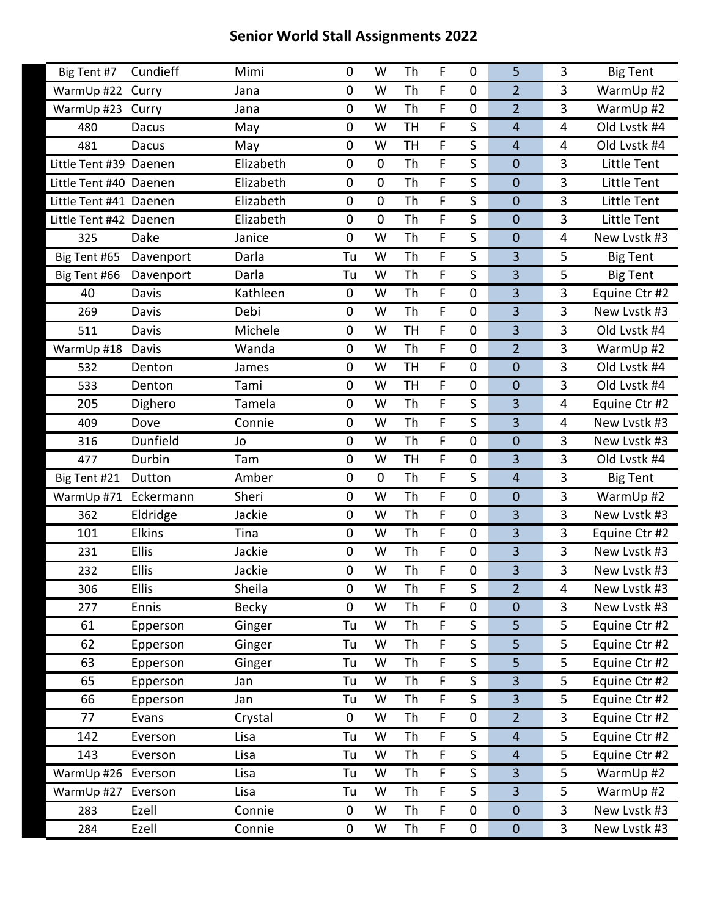# Senior World Stall Assignments 2022

| | | | | | | | | | | |
|---|---|---|---|---|---|---|---|---|---|---|
| Big Tent #7 | Cundieff | Mimi | 0 | W | Th | F | 0 | 5 | 3 | Big Tent |
| WarmUp #22 | Curry | Jana | 0 | W | Th | F | 0 | 2 | 3 | WarmUp #2 |
| WarmUp #23 | Curry | Jana | 0 | W | Th | F | 0 | 2 | 3 | WarmUp #2 |
| 480 | Dacus | May | 0 | W | TH | F | S | 4 | 4 | Old Lvstk #4 |
| 481 | Dacus | May | 0 | W | TH | F | S | 4 | 4 | Old Lvstk #4 |
| Little Tent #39 | Daenen | Elizabeth | 0 | 0 | Th | F | S | 0 | 3 | Little Tent |
| Little Tent #40 | Daenen | Elizabeth | 0 | 0 | Th | F | S | 0 | 3 | Little Tent |
| Little Tent #41 | Daenen | Elizabeth | 0 | 0 | Th | F | S | 0 | 3 | Little Tent |
| Little Tent #42 | Daenen | Elizabeth | 0 | 0 | Th | F | S | 0 | 3 | Little Tent |
| 325 | Dake | Janice | 0 | W | Th | F | S | 0 | 4 | New Lvstk #3 |
| Big Tent #65 | Davenport | Darla | Tu | W | Th | F | S | 3 | 5 | Big Tent |
| Big Tent #66 | Davenport | Darla | Tu | W | Th | F | S | 3 | 5 | Big Tent |
| 40 | Davis | Kathleen | 0 | W | Th | F | 0 | 3 | 3 | Equine Ctr #2 |
| 269 | Davis | Debi | 0 | W | Th | F | 0 | 3 | 3 | New Lvstk #3 |
| 511 | Davis | Michele | 0 | W | TH | F | 0 | 3 | 3 | Old Lvstk #4 |
| WarmUp #18 | Davis | Wanda | 0 | W | Th | F | 0 | 2 | 3 | WarmUp #2 |
| 532 | Denton | James | 0 | W | TH | F | 0 | 0 | 3 | Old Lvstk #4 |
| 533 | Denton | Tami | 0 | W | TH | F | 0 | 0 | 3 | Old Lvstk #4 |
| 205 | Dighero | Tamela | 0 | W | Th | F | S | 3 | 4 | Equine Ctr #2 |
| 409 | Dove | Connie | 0 | W | Th | F | S | 3 | 4 | New Lvstk #3 |
| 316 | Dunfield | Jo | 0 | W | Th | F | 0 | 0 | 3 | New Lvstk #3 |
| 477 | Durbin | Tam | 0 | W | TH | F | 0 | 3 | 3 | Old Lvstk #4 |
| Big Tent #21 | Dutton | Amber | 0 | 0 | Th | F | S | 4 | 3 | Big Tent |
| WarmUp #71 | Eckermann | Sheri | 0 | W | Th | F | 0 | 0 | 3 | WarmUp #2 |
| 362 | Eldridge | Jackie | 0 | W | Th | F | 0 | 3 | 3 | New Lvstk #3 |
| 101 | Elkins | Tina | 0 | W | Th | F | 0 | 3 | 3 | Equine Ctr #2 |
| 231 | Ellis | Jackie | 0 | W | Th | F | 0 | 3 | 3 | New Lvstk #3 |
| 232 | Ellis | Jackie | 0 | W | Th | F | 0 | 3 | 3 | New Lvstk #3 |
| 306 | Ellis | Sheila | 0 | W | Th | F | S | 2 | 4 | New Lvstk #3 |
| 277 | Ennis | Becky | 0 | W | Th | F | 0 | 0 | 3 | New Lvstk #3 |
| 61 | Epperson | Ginger | Tu | W | Th | F | S | 5 | 5 | Equine Ctr #2 |
| 62 | Epperson | Ginger | Tu | W | Th | F | S | 5 | 5 | Equine Ctr #2 |
| 63 | Epperson | Ginger | Tu | W | Th | F | S | 5 | 5 | Equine Ctr #2 |
| 65 | Epperson | Jan | Tu | W | Th | F | S | 3 | 5 | Equine Ctr #2 |
| 66 | Epperson | Jan | Tu | W | Th | F | S | 3 | 5 | Equine Ctr #2 |
| 77 | Evans | Crystal | 0 | W | Th | F | 0 | 2 | 3 | Equine Ctr #2 |
| 142 | Everson | Lisa | Tu | W | Th | F | S | 4 | 5 | Equine Ctr #2 |
| 143 | Everson | Lisa | Tu | W | Th | F | S | 4 | 5 | Equine Ctr #2 |
| WarmUp #26 | Everson | Lisa | Tu | W | Th | F | S | 3 | 5 | WarmUp #2 |
| WarmUp #27 | Everson | Lisa | Tu | W | Th | F | S | 3 | 5 | WarmUp #2 |
| 283 | Ezell | Connie | 0 | W | Th | F | 0 | 0 | 3 | New Lvstk #3 |
| 284 | Ezell | Connie | 0 | W | Th | F | 0 | 0 | 3 | New Lvstk #3 |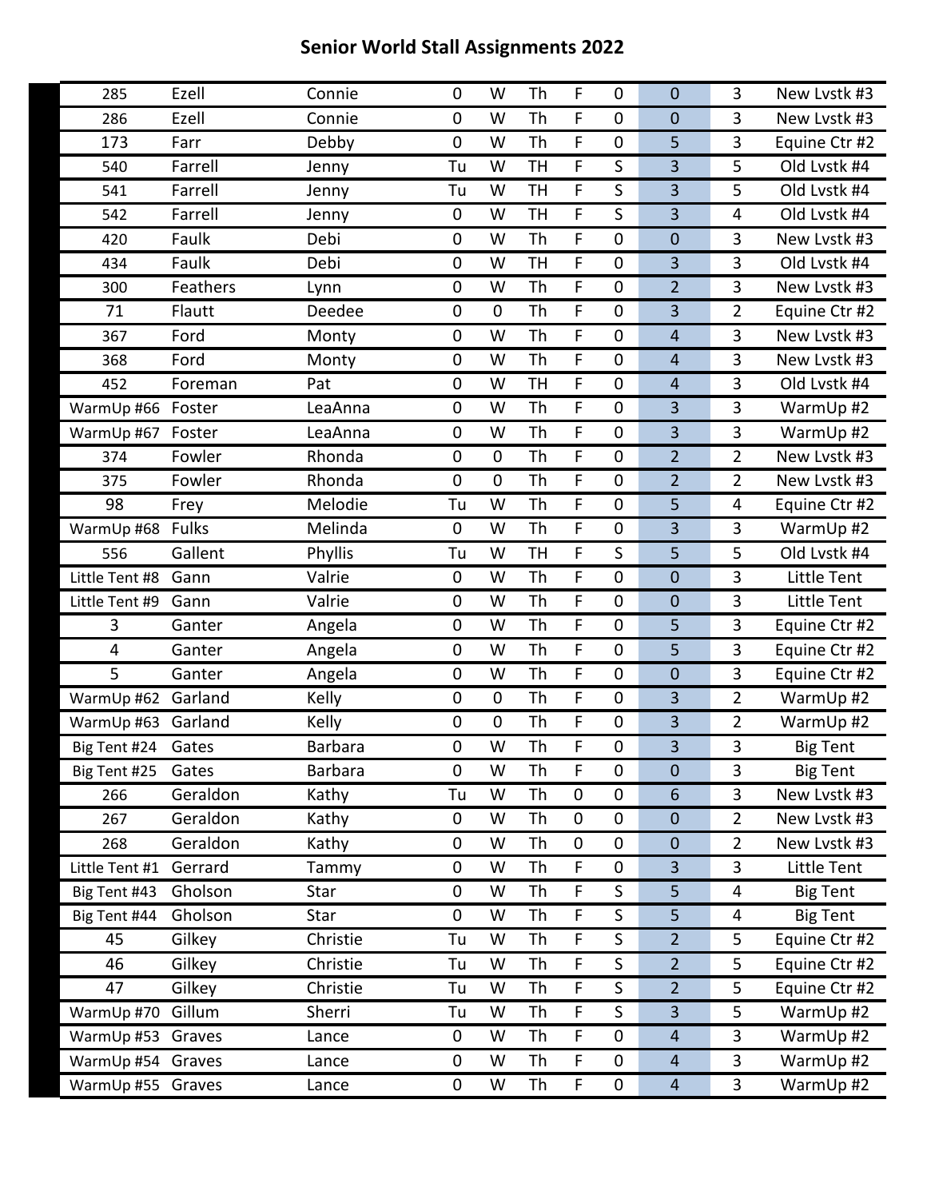# Senior World Stall Assignments 2022

| | | | | | | | | | | |
|---|---|---|---|---|---|---|---|---|---|---|
| 285 | Ezell | Connie | 0 | W | Th | F | 0 | 0 | 3 | New Lvstk #3 |
| 286 | Ezell | Connie | 0 | W | Th | F | 0 | 0 | 3 | New Lvstk #3 |
| 173 | Farr | Debby | 0 | W | Th | F | 0 | 5 | 3 | Equine Ctr #2 |
| 540 | Farrell | Jenny | Tu | W | TH | F | S | 3 | 5 | Old Lvstk #4 |
| 541 | Farrell | Jenny | Tu | W | TH | F | S | 3 | 5 | Old Lvstk #4 |
| 542 | Farrell | Jenny | 0 | W | TH | F | S | 3 | 4 | Old Lvstk #4 |
| 420 | Faulk | Debi | 0 | W | Th | F | 0 | 0 | 3 | New Lvstk #3 |
| 434 | Faulk | Debi | 0 | W | TH | F | 0 | 3 | 3 | Old Lvstk #4 |
| 300 | Feathers | Lynn | 0 | W | Th | F | 0 | 2 | 3 | New Lvstk #3 |
| 71 | Flautt | Deedee | 0 | 0 | Th | F | 0 | 3 | 2 | Equine Ctr #2 |
| 367 | Ford | Monty | 0 | W | Th | F | 0 | 4 | 3 | New Lvstk #3 |
| 368 | Ford | Monty | 0 | W | Th | F | 0 | 4 | 3 | New Lvstk #3 |
| 452 | Foreman | Pat | 0 | W | TH | F | 0 | 4 | 3 | Old Lvstk #4 |
| WarmUp #66 | Foster | LeaAnna | 0 | W | Th | F | 0 | 3 | 3 | WarmUp #2 |
| WarmUp #67 | Foster | LeaAnna | 0 | W | Th | F | 0 | 3 | 3 | WarmUp #2 |
| 374 | Fowler | Rhonda | 0 | 0 | Th | F | 0 | 2 | 2 | New Lvstk #3 |
| 375 | Fowler | Rhonda | 0 | 0 | Th | F | 0 | 2 | 2 | New Lvstk #3 |
| 98 | Frey | Melodie | Tu | W | Th | F | 0 | 5 | 4 | Equine Ctr #2 |
| WarmUp #68 | Fulks | Melinda | 0 | W | Th | F | 0 | 3 | 3 | WarmUp #2 |
| 556 | Gallent | Phyllis | Tu | W | TH | F | S | 5 | 5 | Old Lvstk #4 |
| Little Tent #8 | Gann | Valrie | 0 | W | Th | F | 0 | 0 | 3 | Little Tent |
| Little Tent #9 | Gann | Valrie | 0 | W | Th | F | 0 | 0 | 3 | Little Tent |
| 3 | Ganter | Angela | 0 | W | Th | F | 0 | 5 | 3 | Equine Ctr #2 |
| 4 | Ganter | Angela | 0 | W | Th | F | 0 | 5 | 3 | Equine Ctr #2 |
| 5 | Ganter | Angela | 0 | W | Th | F | 0 | 0 | 3 | Equine Ctr #2 |
| WarmUp #62 | Garland | Kelly | 0 | 0 | Th | F | 0 | 3 | 2 | WarmUp #2 |
| WarmUp #63 | Garland | Kelly | 0 | 0 | Th | F | 0 | 3 | 2 | WarmUp #2 |
| Big Tent #24 | Gates | Barbara | 0 | W | Th | F | 0 | 3 | 3 | Big Tent |
| Big Tent #25 | Gates | Barbara | 0 | W | Th | F | 0 | 0 | 3 | Big Tent |
| 266 | Geraldon | Kathy | Tu | W | Th | 0 | 0 | 6 | 3 | New Lvstk #3 |
| 267 | Geraldon | Kathy | 0 | W | Th | 0 | 0 | 0 | 2 | New Lvstk #3 |
| 268 | Geraldon | Kathy | 0 | W | Th | 0 | 0 | 0 | 2 | New Lvstk #3 |
| Little Tent #1 | Gerrard | Tammy | 0 | W | Th | F | 0 | 3 | 3 | Little Tent |
| Big Tent #43 | Gholson | Star | 0 | W | Th | F | S | 5 | 4 | Big Tent |
| Big Tent #44 | Gholson | Star | 0 | W | Th | F | S | 5 | 4 | Big Tent |
| 45 | Gilkey | Christie | Tu | W | Th | F | S | 2 | 5 | Equine Ctr #2 |
| 46 | Gilkey | Christie | Tu | W | Th | F | S | 2 | 5 | Equine Ctr #2 |
| 47 | Gilkey | Christie | Tu | W | Th | F | S | 2 | 5 | Equine Ctr #2 |
| WarmUp #70 | Gillum | Sherri | Tu | W | Th | F | S | 3 | 5 | WarmUp #2 |
| WarmUp #53 | Graves | Lance | 0 | W | Th | F | 0 | 4 | 3 | WarmUp #2 |
| WarmUp #54 | Graves | Lance | 0 | W | Th | F | 0 | 4 | 3 | WarmUp #2 |
| WarmUp #55 | Graves | Lance | 0 | W | Th | F | 0 | 4 | 3 | WarmUp #2 |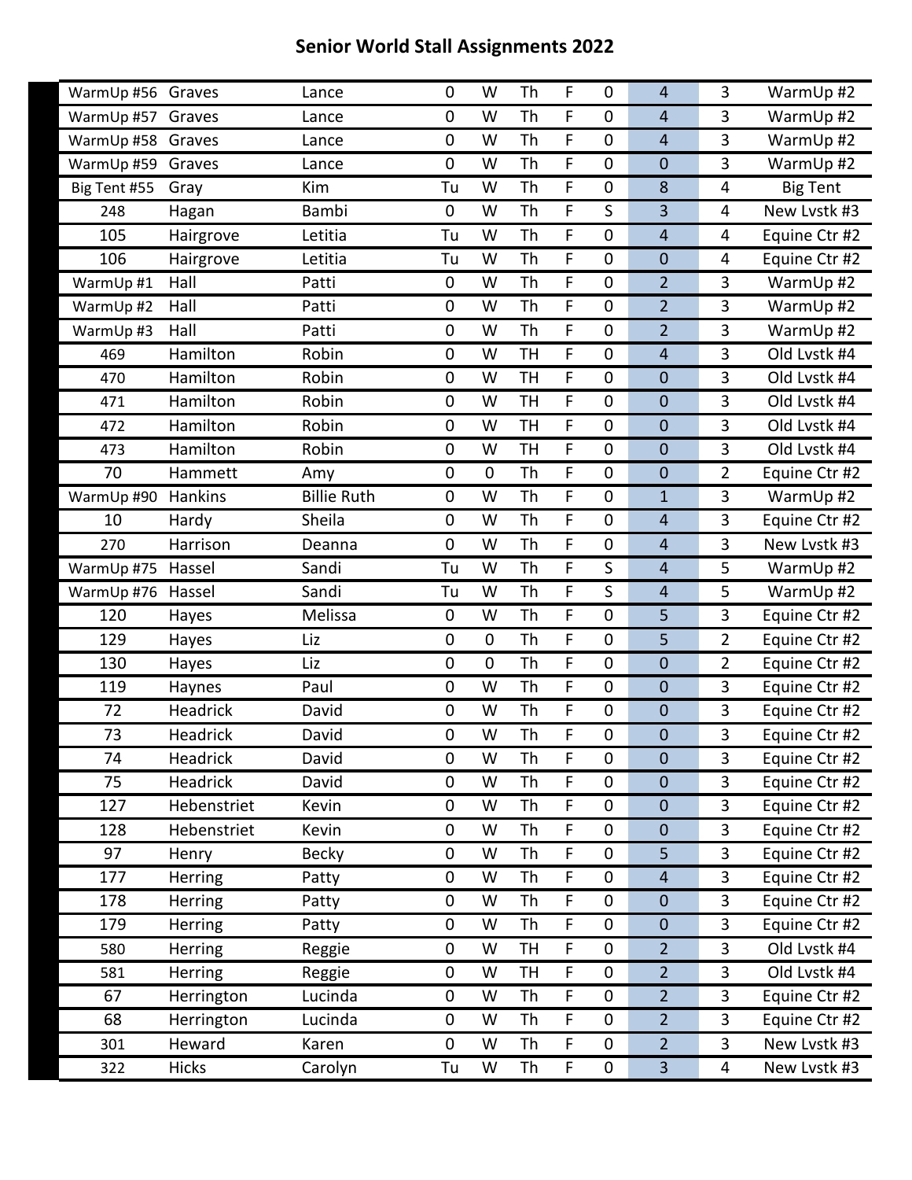# Senior World Stall Assignments 2022

| | | | | | | | | | | |
|---|---|---|---|---|---|---|---|---|---|---|
| WarmUp #56 | Graves | Lance | 0 | W | Th | F | 0 | 4 | 3 | WarmUp #2 |
| WarmUp #57 | Graves | Lance | 0 | W | Th | F | 0 | 4 | 3 | WarmUp #2 |
| WarmUp #58 | Graves | Lance | 0 | W | Th | F | 0 | 4 | 3 | WarmUp #2 |
| WarmUp #59 | Graves | Lance | 0 | W | Th | F | 0 | 0 | 3 | WarmUp #2 |
| Big Tent #55 | Gray | Kim | Tu | W | Th | F | 0 | 8 | 4 | Big Tent |
| 248 | Hagan | Bambi | 0 | W | Th | F | S | 3 | 4 | New Lvstk #3 |
| 105 | Hairgrove | Letitia | Tu | W | Th | F | 0 | 4 | 4 | Equine Ctr #2 |
| 106 | Hairgrove | Letitia | Tu | W | Th | F | 0 | 0 | 4 | Equine Ctr #2 |
| WarmUp #1 | Hall | Patti | 0 | W | Th | F | 0 | 2 | 3 | WarmUp #2 |
| WarmUp #2 | Hall | Patti | 0 | W | Th | F | 0 | 2 | 3 | WarmUp #2 |
| WarmUp #3 | Hall | Patti | 0 | W | Th | F | 0 | 2 | 3 | WarmUp #2 |
| 469 | Hamilton | Robin | 0 | W | TH | F | 0 | 4 | 3 | Old Lvstk #4 |
| 470 | Hamilton | Robin | 0 | W | TH | F | 0 | 0 | 3 | Old Lvstk #4 |
| 471 | Hamilton | Robin | 0 | W | TH | F | 0 | 0 | 3 | Old Lvstk #4 |
| 472 | Hamilton | Robin | 0 | W | TH | F | 0 | 0 | 3 | Old Lvstk #4 |
| 473 | Hamilton | Robin | 0 | W | TH | F | 0 | 0 | 3 | Old Lvstk #4 |
| 70 | Hammett | Amy | 0 | 0 | Th | F | 0 | 0 | 2 | Equine Ctr #2 |
| WarmUp #90 | Hankins | Billie Ruth | 0 | W | Th | F | 0 | 1 | 3 | WarmUp #2 |
| 10 | Hardy | Sheila | 0 | W | Th | F | 0 | 4 | 3 | Equine Ctr #2 |
| 270 | Harrison | Deanna | 0 | W | Th | F | 0 | 4 | 3 | New Lvstk #3 |
| WarmUp #75 | Hassel | Sandi | Tu | W | Th | F | S | 4 | 5 | WarmUp #2 |
| WarmUp #76 | Hassel | Sandi | Tu | W | Th | F | S | 4 | 5 | WarmUp #2 |
| 120 | Hayes | Melissa | 0 | W | Th | F | 0 | 5 | 3 | Equine Ctr #2 |
| 129 | Hayes | Liz | 0 | 0 | Th | F | 0 | 5 | 2 | Equine Ctr #2 |
| 130 | Hayes | Liz | 0 | 0 | Th | F | 0 | 0 | 2 | Equine Ctr #2 |
| 119 | Haynes | Paul | 0 | W | Th | F | 0 | 0 | 3 | Equine Ctr #2 |
| 72 | Headrick | David | 0 | W | Th | F | 0 | 0 | 3 | Equine Ctr #2 |
| 73 | Headrick | David | 0 | W | Th | F | 0 | 0 | 3 | Equine Ctr #2 |
| 74 | Headrick | David | 0 | W | Th | F | 0 | 0 | 3 | Equine Ctr #2 |
| 75 | Headrick | David | 0 | W | Th | F | 0 | 0 | 3 | Equine Ctr #2 |
| 127 | Hebenstriet | Kevin | 0 | W | Th | F | 0 | 0 | 3 | Equine Ctr #2 |
| 128 | Hebenstriet | Kevin | 0 | W | Th | F | 0 | 0 | 3 | Equine Ctr #2 |
| 97 | Henry | Becky | 0 | W | Th | F | 0 | 5 | 3 | Equine Ctr #2 |
| 177 | Herring | Patty | 0 | W | Th | F | 0 | 4 | 3 | Equine Ctr #2 |
| 178 | Herring | Patty | 0 | W | Th | F | 0 | 0 | 3 | Equine Ctr #2 |
| 179 | Herring | Patty | 0 | W | Th | F | 0 | 0 | 3 | Equine Ctr #2 |
| 580 | Herring | Reggie | 0 | W | TH | F | 0 | 2 | 3 | Old Lvstk #4 |
| 581 | Herring | Reggie | 0 | W | TH | F | 0 | 2 | 3 | Old Lvstk #4 |
| 67 | Herrington | Lucinda | 0 | W | Th | F | 0 | 2 | 3 | Equine Ctr #2 |
| 68 | Herrington | Lucinda | 0 | W | Th | F | 0 | 2 | 3 | Equine Ctr #2 |
| 301 | Heward | Karen | 0 | W | Th | F | 0 | 2 | 3 | New Lvstk #3 |
| 322 | Hicks | Carolyn | Tu | W | Th | F | 0 | 3 | 4 | New Lvstk #3 |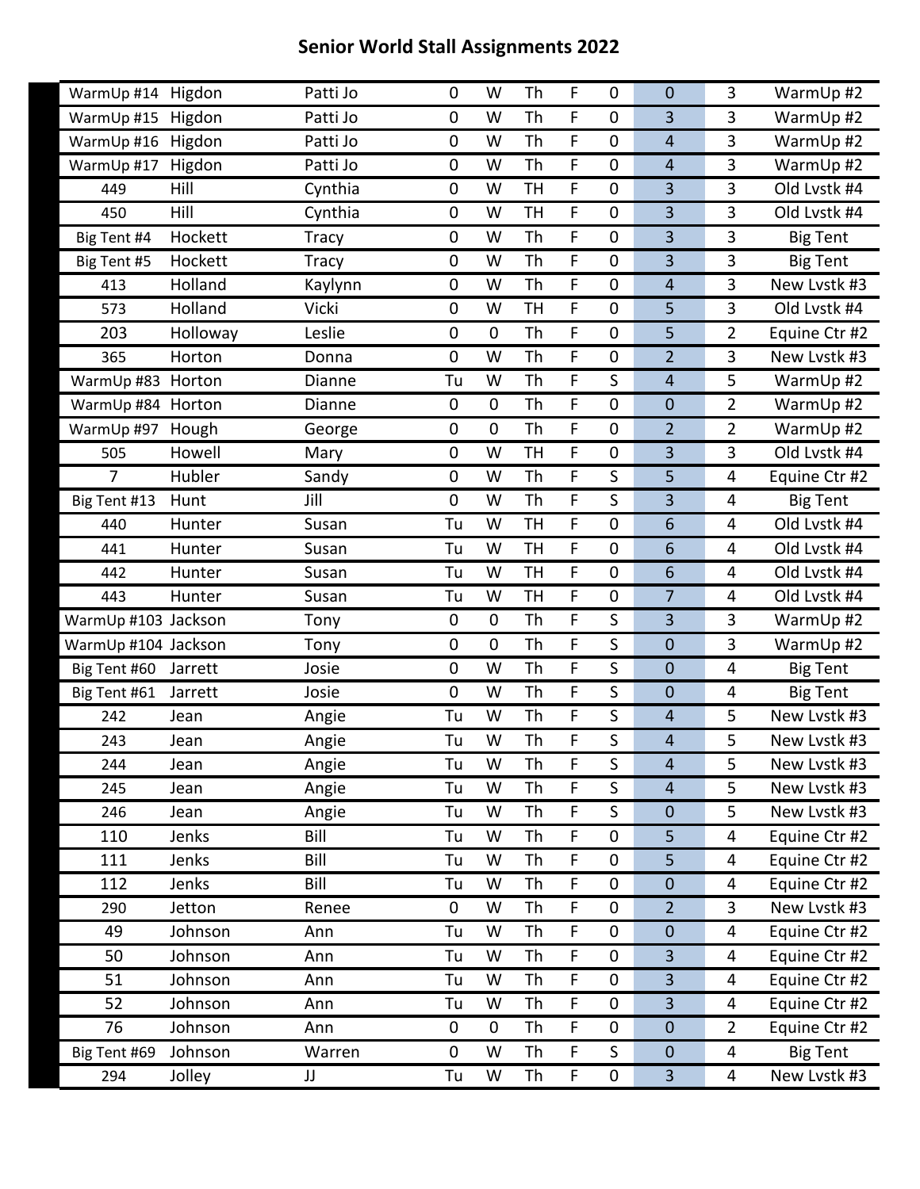# Senior World Stall Assignments 2022

| | | | | | | | | | | |
|---|---|---|---|---|---|---|---|---|---|---|
| WarmUp #14 | Higdon | Patti Jo | 0 | W | Th | F | 0 | 0 | 3 | WarmUp #2 |
| WarmUp #15 | Higdon | Patti Jo | 0 | W | Th | F | 0 | 3 | 3 | WarmUp #2 |
| WarmUp #16 | Higdon | Patti Jo | 0 | W | Th | F | 0 | 4 | 3 | WarmUp #2 |
| WarmUp #17 | Higdon | Patti Jo | 0 | W | Th | F | 0 | 4 | 3 | WarmUp #2 |
| 449 | Hill | Cynthia | 0 | W | TH | F | 0 | 3 | 3 | Old Lvstk #4 |
| 450 | Hill | Cynthia | 0 | W | TH | F | 0 | 3 | 3 | Old Lvstk #4 |
| Big Tent #4 | Hockett | Tracy | 0 | W | Th | F | 0 | 3 | 3 | Big Tent |
| Big Tent #5 | Hockett | Tracy | 0 | W | Th | F | 0 | 3 | 3 | Big Tent |
| 413 | Holland | Kaylynn | 0 | W | Th | F | 0 | 4 | 3 | New Lvstk #3 |
| 573 | Holland | Vicki | 0 | W | TH | F | 0 | 5 | 3 | Old Lvstk #4 |
| 203 | Holloway | Leslie | 0 | 0 | Th | F | 0 | 5 | 2 | Equine Ctr #2 |
| 365 | Horton | Donna | 0 | W | Th | F | 0 | 2 | 3 | New Lvstk #3 |
| WarmUp #83 | Horton | Dianne | Tu | W | Th | F | S | 4 | 5 | WarmUp #2 |
| WarmUp #84 | Horton | Dianne | 0 | 0 | Th | F | 0 | 0 | 2 | WarmUp #2 |
| WarmUp #97 | Hough | George | 0 | 0 | Th | F | 0 | 2 | 2 | WarmUp #2 |
| 505 | Howell | Mary | 0 | W | TH | F | 0 | 3 | 3 | Old Lvstk #4 |
| 7 | Hubler | Sandy | 0 | W | Th | F | S | 5 | 4 | Equine Ctr #2 |
| Big Tent #13 | Hunt | Jill | 0 | W | Th | F | S | 3 | 4 | Big Tent |
| 440 | Hunter | Susan | Tu | W | TH | F | 0 | 6 | 4 | Old Lvstk #4 |
| 441 | Hunter | Susan | Tu | W | TH | F | 0 | 6 | 4 | Old Lvstk #4 |
| 442 | Hunter | Susan | Tu | W | TH | F | 0 | 6 | 4 | Old Lvstk #4 |
| 443 | Hunter | Susan | Tu | W | TH | F | 0 | 7 | 4 | Old Lvstk #4 |
| WarmUp #103 | Jackson | Tony | 0 | 0 | Th | F | S | 3 | 3 | WarmUp #2 |
| WarmUp #104 | Jackson | Tony | 0 | 0 | Th | F | S | 0 | 3 | WarmUp #2 |
| Big Tent #60 | Jarrett | Josie | 0 | W | Th | F | S | 0 | 4 | Big Tent |
| Big Tent #61 | Jarrett | Josie | 0 | W | Th | F | S | 0 | 4 | Big Tent |
| 242 | Jean | Angie | Tu | W | Th | F | S | 4 | 5 | New Lvstk #3 |
| 243 | Jean | Angie | Tu | W | Th | F | S | 4 | 5 | New Lvstk #3 |
| 244 | Jean | Angie | Tu | W | Th | F | S | 4 | 5 | New Lvstk #3 |
| 245 | Jean | Angie | Tu | W | Th | F | S | 4 | 5 | New Lvstk #3 |
| 246 | Jean | Angie | Tu | W | Th | F | S | 0 | 5 | New Lvstk #3 |
| 110 | Jenks | Bill | Tu | W | Th | F | 0 | 5 | 4 | Equine Ctr #2 |
| 111 | Jenks | Bill | Tu | W | Th | F | 0 | 5 | 4 | Equine Ctr #2 |
| 112 | Jenks | Bill | Tu | W | Th | F | 0 | 0 | 4 | Equine Ctr #2 |
| 290 | Jetton | Renee | 0 | W | Th | F | 0 | 2 | 3 | New Lvstk #3 |
| 49 | Johnson | Ann | Tu | W | Th | F | 0 | 0 | 4 | Equine Ctr #2 |
| 50 | Johnson | Ann | Tu | W | Th | F | 0 | 3 | 4 | Equine Ctr #2 |
| 51 | Johnson | Ann | Tu | W | Th | F | 0 | 3 | 4 | Equine Ctr #2 |
| 52 | Johnson | Ann | Tu | W | Th | F | 0 | 3 | 4 | Equine Ctr #2 |
| 76 | Johnson | Ann | 0 | 0 | Th | F | 0 | 0 | 2 | Equine Ctr #2 |
| Big Tent #69 | Johnson | Warren | 0 | W | Th | F | S | 0 | 4 | Big Tent |
| 294 | Jolley | JJ | Tu | W | Th | F | 0 | 3 | 4 | New Lvstk #3 |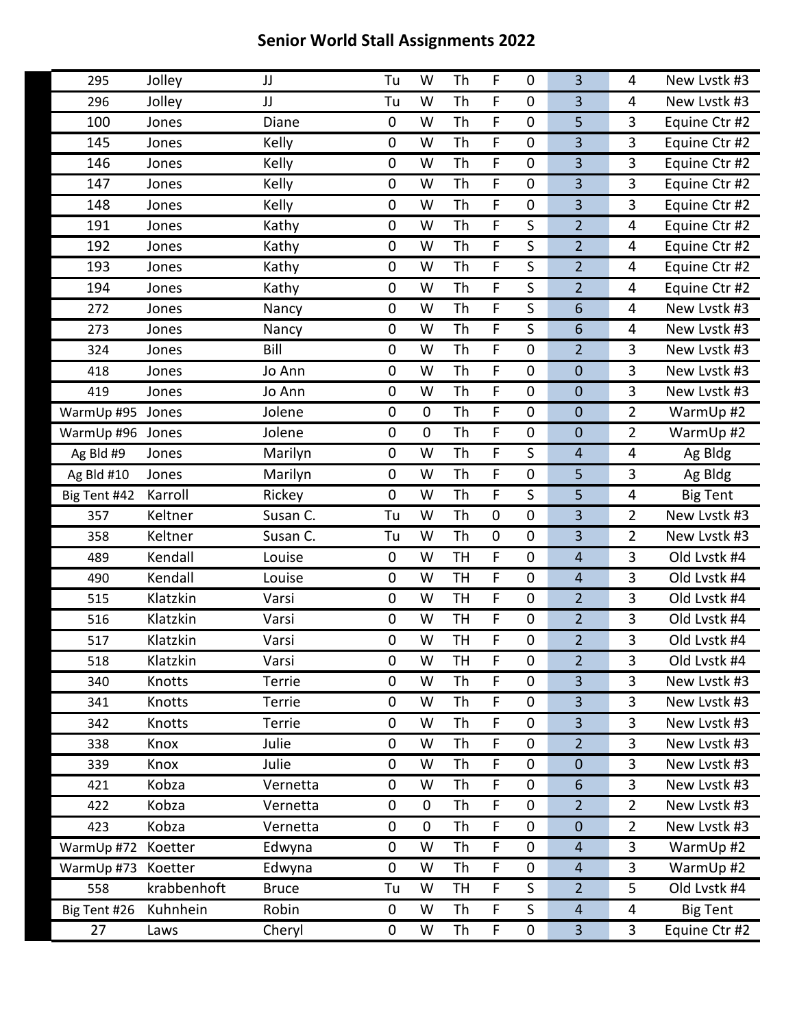# Senior World Stall Assignments 2022

| | | | | | | | | | | |
|---|---|---|---|---|---|---|---|---|---|---|
| 295 | Jolley | JJ | Tu | W | Th | F | 0 | 3 | 4 | New Lvstk #3 |
| 296 | Jolley | JJ | Tu | W | Th | F | 0 | 3 | 4 | New Lvstk #3 |
| 100 | Jones | Diane | 0 | W | Th | F | 0 | 5 | 3 | Equine Ctr #2 |
| 145 | Jones | Kelly | 0 | W | Th | F | 0 | 3 | 3 | Equine Ctr #2 |
| 146 | Jones | Kelly | 0 | W | Th | F | 0 | 3 | 3 | Equine Ctr #2 |
| 147 | Jones | Kelly | 0 | W | Th | F | 0 | 3 | 3 | Equine Ctr #2 |
| 148 | Jones | Kelly | 0 | W | Th | F | 0 | 3 | 3 | Equine Ctr #2 |
| 191 | Jones | Kathy | 0 | W | Th | F | S | 2 | 4 | Equine Ctr #2 |
| 192 | Jones | Kathy | 0 | W | Th | F | S | 2 | 4 | Equine Ctr #2 |
| 193 | Jones | Kathy | 0 | W | Th | F | S | 2 | 4 | Equine Ctr #2 |
| 194 | Jones | Kathy | 0 | W | Th | F | S | 2 | 4 | Equine Ctr #2 |
| 272 | Jones | Nancy | 0 | W | Th | F | S | 6 | 4 | New Lvstk #3 |
| 273 | Jones | Nancy | 0 | W | Th | F | S | 6 | 4 | New Lvstk #3 |
| 324 | Jones | Bill | 0 | W | Th | F | 0 | 2 | 3 | New Lvstk #3 |
| 418 | Jones | Jo Ann | 0 | W | Th | F | 0 | 0 | 3 | New Lvstk #3 |
| 419 | Jones | Jo Ann | 0 | W | Th | F | 0 | 0 | 3 | New Lvstk #3 |
| WarmUp #95 | Jones | Jolene | 0 | 0 | Th | F | 0 | 0 | 2 | WarmUp #2 |
| WarmUp #96 | Jones | Jolene | 0 | 0 | Th | F | 0 | 0 | 2 | WarmUp #2 |
| Ag Bld #9 | Jones | Marilyn | 0 | W | Th | F | S | 4 | 4 | Ag Bldg |
| Ag Bld #10 | Jones | Marilyn | 0 | W | Th | F | 0 | 5 | 3 | Ag Bldg |
| Big Tent #42 | Karroll | Rickey | 0 | W | Th | F | S | 5 | 4 | Big Tent |
| 357 | Keltner | Susan C. | Tu | W | Th | 0 | 0 | 3 | 2 | New Lvstk #3 |
| 358 | Keltner | Susan C. | Tu | W | Th | 0 | 0 | 3 | 2 | New Lvstk #3 |
| 489 | Kendall | Louise | 0 | W | TH | F | 0 | 4 | 3 | Old Lvstk #4 |
| 490 | Kendall | Louise | 0 | W | TH | F | 0 | 4 | 3 | Old Lvstk #4 |
| 515 | Klatzkin | Varsi | 0 | W | TH | F | 0 | 2 | 3 | Old Lvstk #4 |
| 516 | Klatzkin | Varsi | 0 | W | TH | F | 0 | 2 | 3 | Old Lvstk #4 |
| 517 | Klatzkin | Varsi | 0 | W | TH | F | 0 | 2 | 3 | Old Lvstk #4 |
| 518 | Klatzkin | Varsi | 0 | W | TH | F | 0 | 2 | 3 | Old Lvstk #4 |
| 340 | Knotts | Terrie | 0 | W | Th | F | 0 | 3 | 3 | New Lvstk #3 |
| 341 | Knotts | Terrie | 0 | W | Th | F | 0 | 3 | 3 | New Lvstk #3 |
| 342 | Knotts | Terrie | 0 | W | Th | F | 0 | 3 | 3 | New Lvstk #3 |
| 338 | Knox | Julie | 0 | W | Th | F | 0 | 2 | 3 | New Lvstk #3 |
| 339 | Knox | Julie | 0 | W | Th | F | 0 | 0 | 3 | New Lvstk #3 |
| 421 | Kobza | Vernetta | 0 | W | Th | F | 0 | 6 | 3 | New Lvstk #3 |
| 422 | Kobza | Vernetta | 0 | 0 | Th | F | 0 | 2 | 2 | New Lvstk #3 |
| 423 | Kobza | Vernetta | 0 | 0 | Th | F | 0 | 0 | 2 | New Lvstk #3 |
| WarmUp #72 | Koetter | Edwyna | 0 | W | Th | F | 0 | 4 | 3 | WarmUp #2 |
| WarmUp #73 | Koetter | Edwyna | 0 | W | Th | F | 0 | 4 | 3 | WarmUp #2 |
| 558 | krabbenhoft | Bruce | Tu | W | TH | F | S | 2 | 5 | Old Lvstk #4 |
| Big Tent #26 | Kuhnhein | Robin | 0 | W | Th | F | S | 4 | 4 | Big Tent |
| 27 | Laws | Cheryl | 0 | W | Th | F | 0 | 3 | 3 | Equine Ctr #2 |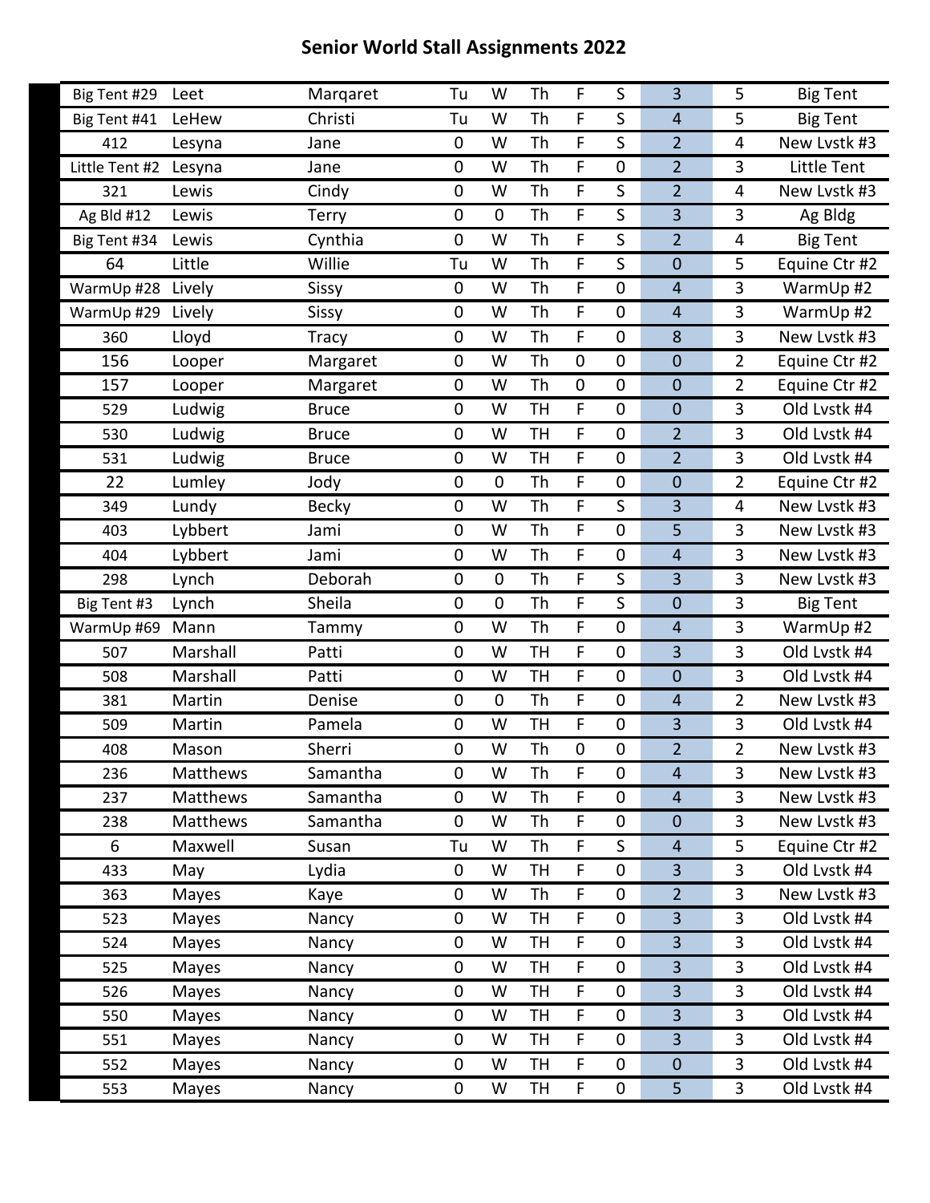# Senior World Stall Assignments 2022

| Stall | Last Name | First Name | Tu | W | Th | F | S | | | Location |
|---|---|---|---|---|---|---|---|---|---|---|
| Big Tent #29 | Leet | Marqaret | Tu | W | Th | F | S | 3 | 5 | Big Tent |
| Big Tent #41 | LeHew | Christi | Tu | W | Th | F | S | 4 | 5 | Big Tent |
| 412 | Lesyna | Jane | 0 | W | Th | F | S | 2 | 4 | New Lvstk #3 |
| Little Tent #2 | Lesyna | Jane | 0 | W | Th | F | 0 | 2 | 3 | Little Tent |
| 321 | Lewis | Cindy | 0 | W | Th | F | S | 2 | 4 | New Lvstk #3 |
| Ag Bld #12 | Lewis | Terry | 0 | 0 | Th | F | S | 3 | 3 | Ag Bldg |
| Big Tent #34 | Lewis | Cynthia | 0 | W | Th | F | S | 2 | 4 | Big Tent |
| 64 | Little | Willie | Tu | W | Th | F | S | 0 | 5 | Equine Ctr #2 |
| WarmUp #28 | Lively | Sissy | 0 | W | Th | F | 0 | 4 | 3 | WarmUp #2 |
| WarmUp #29 | Lively | Sissy | 0 | W | Th | F | 0 | 4 | 3 | WarmUp #2 |
| 360 | Lloyd | Tracy | 0 | W | Th | F | 0 | 8 | 3 | New Lvstk #3 |
| 156 | Looper | Margaret | 0 | W | Th | 0 | 0 | 0 | 2 | Equine Ctr #2 |
| 157 | Looper | Margaret | 0 | W | Th | 0 | 0 | 0 | 2 | Equine Ctr #2 |
| 529 | Ludwig | Bruce | 0 | W | TH | F | 0 | 0 | 3 | Old Lvstk #4 |
| 530 | Ludwig | Bruce | 0 | W | TH | F | 0 | 2 | 3 | Old Lvstk #4 |
| 531 | Ludwig | Bruce | 0 | W | TH | F | 0 | 2 | 3 | Old Lvstk #4 |
| 22 | Lumley | Jody | 0 | 0 | Th | F | 0 | 0 | 2 | Equine Ctr #2 |
| 349 | Lundy | Becky | 0 | W | Th | F | S | 3 | 4 | New Lvstk #3 |
| 403 | Lybbert | Jami | 0 | W | Th | F | 0 | 5 | 3 | New Lvstk #3 |
| 404 | Lybbert | Jami | 0 | W | Th | F | 0 | 4 | 3 | New Lvstk #3 |
| 298 | Lynch | Deborah | 0 | 0 | Th | F | S | 3 | 3 | New Lvstk #3 |
| Big Tent #3 | Lynch | Sheila | 0 | 0 | Th | F | S | 0 | 3 | Big Tent |
| WarmUp #69 | Mann | Tammy | 0 | W | Th | F | 0 | 4 | 3 | WarmUp #2 |
| 507 | Marshall | Patti | 0 | W | TH | F | 0 | 3 | 3 | Old Lvstk #4 |
| 508 | Marshall | Patti | 0 | W | TH | F | 0 | 0 | 3 | Old Lvstk #4 |
| 381 | Martin | Denise | 0 | 0 | Th | F | 0 | 4 | 2 | New Lvstk #3 |
| 509 | Martin | Pamela | 0 | W | TH | F | 0 | 3 | 3 | Old Lvstk #4 |
| 408 | Mason | Sherri | 0 | W | Th | 0 | 0 | 2 | 2 | New Lvstk #3 |
| 236 | Matthews | Samantha | 0 | W | Th | F | 0 | 4 | 3 | New Lvstk #3 |
| 237 | Matthews | Samantha | 0 | W | Th | F | 0 | 4 | 3 | New Lvstk #3 |
| 238 | Matthews | Samantha | 0 | W | Th | F | 0 | 0 | 3 | New Lvstk #3 |
| 6 | Maxwell | Susan | Tu | W | Th | F | S | 4 | 5 | Equine Ctr #2 |
| 433 | May | Lydia | 0 | W | TH | F | 0 | 3 | 3 | Old Lvstk #4 |
| 363 | Mayes | Kaye | 0 | W | Th | F | 0 | 2 | 3 | New Lvstk #3 |
| 523 | Mayes | Nancy | 0 | W | TH | F | 0 | 3 | 3 | Old Lvstk #4 |
| 524 | Mayes | Nancy | 0 | W | TH | F | 0 | 3 | 3 | Old Lvstk #4 |
| 525 | Mayes | Nancy | 0 | W | TH | F | 0 | 3 | 3 | Old Lvstk #4 |
| 526 | Mayes | Nancy | 0 | W | TH | F | 0 | 3 | 3 | Old Lvstk #4 |
| 550 | Mayes | Nancy | 0 | W | TH | F | 0 | 3 | 3 | Old Lvstk #4 |
| 551 | Mayes | Nancy | 0 | W | TH | F | 0 | 3 | 3 | Old Lvstk #4 |
| 552 | Mayes | Nancy | 0 | W | TH | F | 0 | 0 | 3 | Old Lvstk #4 |
| 553 | Mayes | Nancy | 0 | W | TH | F | 0 | 5 | 3 | Old Lvstk #4 |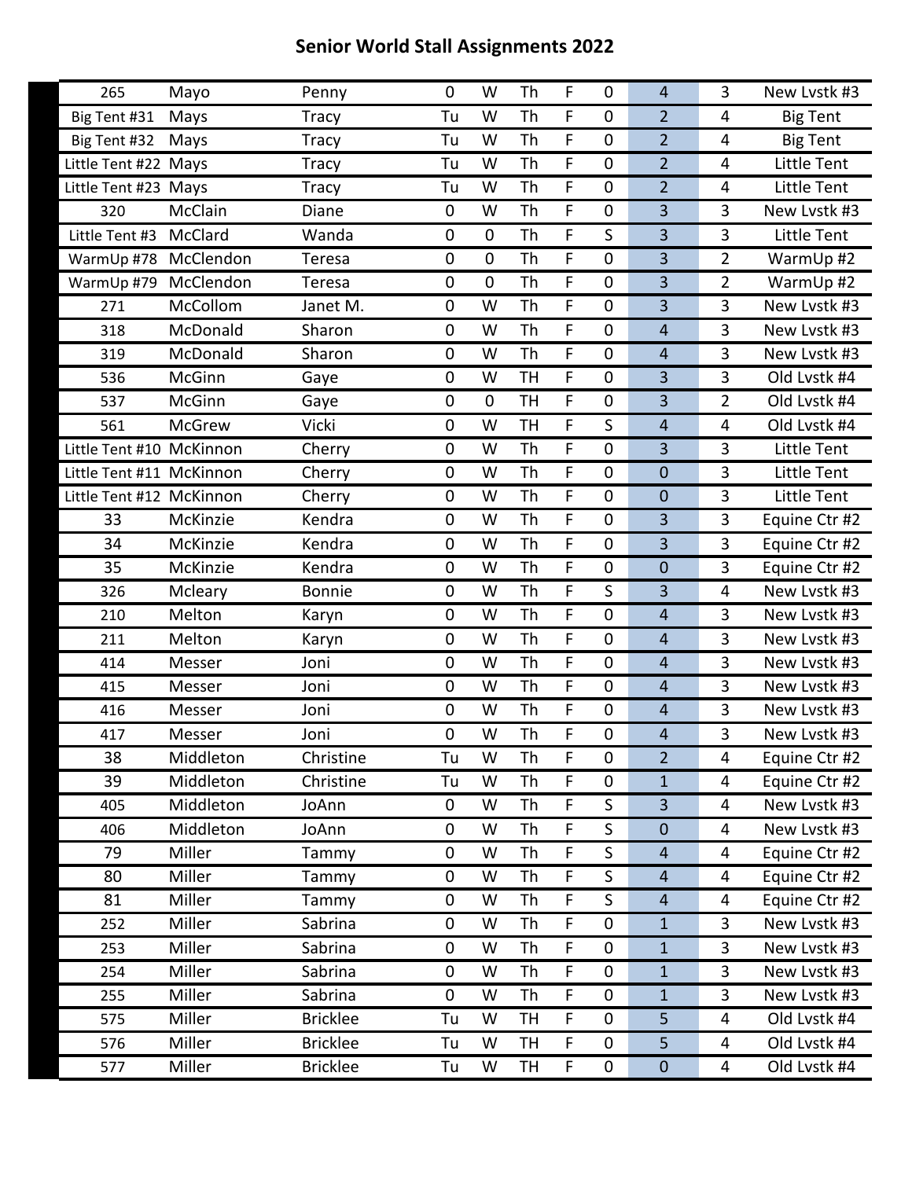# Senior World Stall Assignments 2022

| | | | | | | | | | | |
|---|---|---|---|---|---|---|---|---|---|---|
| 265 | Mayo | Penny | 0 | W | Th | F | 0 | 4 | 3 | New Lvstk #3 |
| Big Tent #31 | Mays | Tracy | Tu | W | Th | F | 0 | 2 | 4 | Big Tent |
| Big Tent #32 | Mays | Tracy | Tu | W | Th | F | 0 | 2 | 4 | Big Tent |
| Little Tent #22 | Mays | Tracy | Tu | W | Th | F | 0 | 2 | 4 | Little Tent |
| Little Tent #23 | Mays | Tracy | Tu | W | Th | F | 0 | 2 | 4 | Little Tent |
| 320 | McClain | Diane | 0 | W | Th | F | 0 | 3 | 3 | New Lvstk #3 |
| Little Tent #3 | McClard | Wanda | 0 | 0 | Th | F | S | 3 | 3 | Little Tent |
| WarmUp #78 | McClendon | Teresa | 0 | 0 | Th | F | 0 | 3 | 2 | WarmUp #2 |
| WarmUp #79 | McClendon | Teresa | 0 | 0 | Th | F | 0 | 3 | 2 | WarmUp #2 |
| 271 | McCollom | Janet M. | 0 | W | Th | F | 0 | 3 | 3 | New Lvstk #3 |
| 318 | McDonald | Sharon | 0 | W | Th | F | 0 | 4 | 3 | New Lvstk #3 |
| 319 | McDonald | Sharon | 0 | W | Th | F | 0 | 4 | 3 | New Lvstk #3 |
| 536 | McGinn | Gaye | 0 | W | TH | F | 0 | 3 | 3 | Old Lvstk #4 |
| 537 | McGinn | Gaye | 0 | 0 | TH | F | 0 | 3 | 2 | Old Lvstk #4 |
| 561 | McGrew | Vicki | 0 | W | TH | F | S | 4 | 4 | Old Lvstk #4 |
| Little Tent #10 | McKinnon | Cherry | 0 | W | Th | F | 0 | 3 | 3 | Little Tent |
| Little Tent #11 | McKinnon | Cherry | 0 | W | Th | F | 0 | 0 | 3 | Little Tent |
| Little Tent #12 | McKinnon | Cherry | 0 | W | Th | F | 0 | 0 | 3 | Little Tent |
| 33 | McKinzie | Kendra | 0 | W | Th | F | 0 | 3 | 3 | Equine Ctr #2 |
| 34 | McKinzie | Kendra | 0 | W | Th | F | 0 | 3 | 3 | Equine Ctr #2 |
| 35 | McKinzie | Kendra | 0 | W | Th | F | 0 | 0 | 3 | Equine Ctr #2 |
| 326 | Mcleary | Bonnie | 0 | W | Th | F | S | 3 | 4 | New Lvstk #3 |
| 210 | Melton | Karyn | 0 | W | Th | F | 0 | 4 | 3 | New Lvstk #3 |
| 211 | Melton | Karyn | 0 | W | Th | F | 0 | 4 | 3 | New Lvstk #3 |
| 414 | Messer | Joni | 0 | W | Th | F | 0 | 4 | 3 | New Lvstk #3 |
| 415 | Messer | Joni | 0 | W | Th | F | 0 | 4 | 3 | New Lvstk #3 |
| 416 | Messer | Joni | 0 | W | Th | F | 0 | 4 | 3 | New Lvstk #3 |
| 417 | Messer | Joni | 0 | W | Th | F | 0 | 4 | 3 | New Lvstk #3 |
| 38 | Middleton | Christine | Tu | W | Th | F | 0 | 2 | 4 | Equine Ctr #2 |
| 39 | Middleton | Christine | Tu | W | Th | F | 0 | 1 | 4 | Equine Ctr #2 |
| 405 | Middleton | JoAnn | 0 | W | Th | F | S | 3 | 4 | New Lvstk #3 |
| 406 | Middleton | JoAnn | 0 | W | Th | F | S | 0 | 4 | New Lvstk #3 |
| 79 | Miller | Tammy | 0 | W | Th | F | S | 4 | 4 | Equine Ctr #2 |
| 80 | Miller | Tammy | 0 | W | Th | F | S | 4 | 4 | Equine Ctr #2 |
| 81 | Miller | Tammy | 0 | W | Th | F | S | 4 | 4 | Equine Ctr #2 |
| 252 | Miller | Sabrina | 0 | W | Th | F | 0 | 1 | 3 | New Lvstk #3 |
| 253 | Miller | Sabrina | 0 | W | Th | F | 0 | 1 | 3 | New Lvstk #3 |
| 254 | Miller | Sabrina | 0 | W | Th | F | 0 | 1 | 3 | New Lvstk #3 |
| 255 | Miller | Sabrina | 0 | W | Th | F | 0 | 1 | 3 | New Lvstk #3 |
| 575 | Miller | Bricklee | Tu | W | TH | F | 0 | 5 | 4 | Old Lvstk #4 |
| 576 | Miller | Bricklee | Tu | W | TH | F | 0 | 5 | 4 | Old Lvstk #4 |
| 577 | Miller | Bricklee | Tu | W | TH | F | 0 | 0 | 4 | Old Lvstk #4 |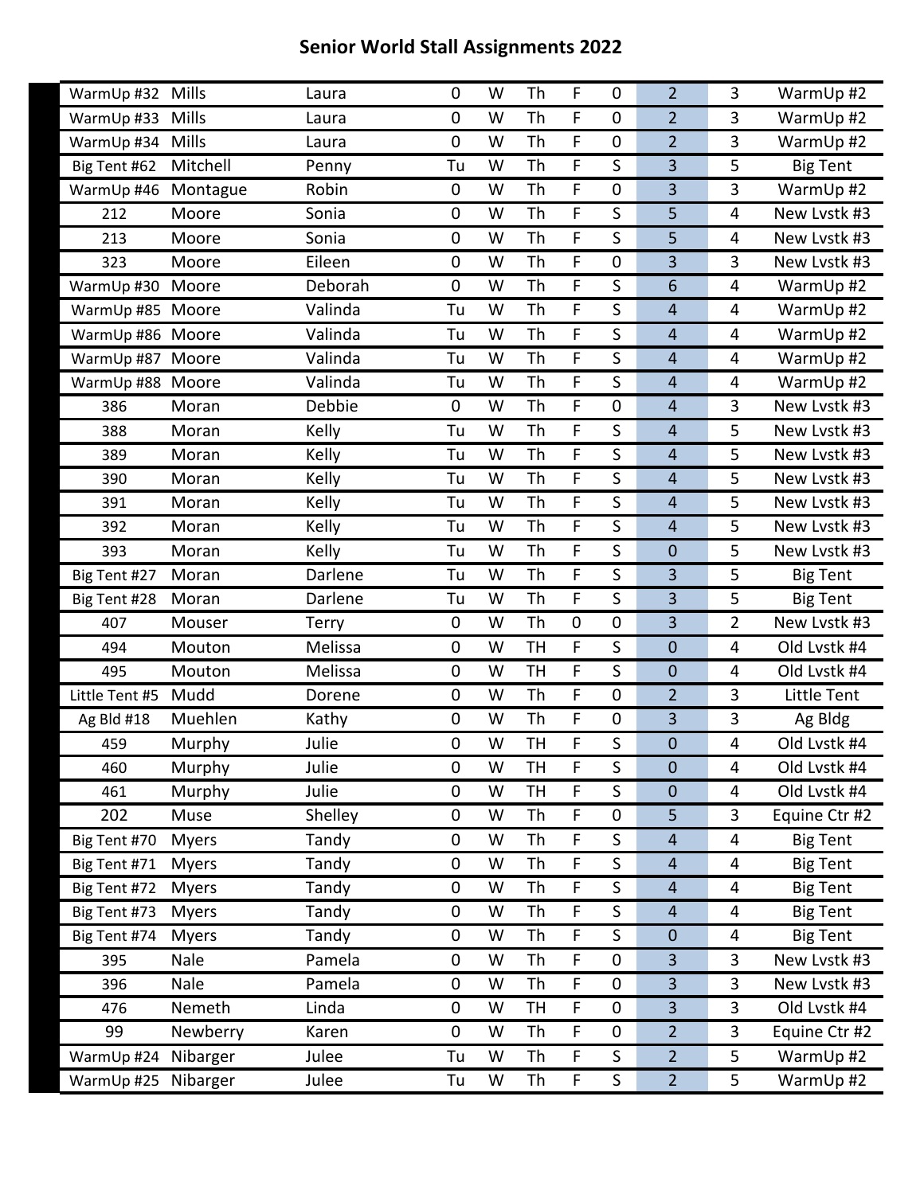# Senior World Stall Assignments 2022

| | | | | | | | | | | |
|---|---|---|---|---|---|---|---|---|---|---|
| WarmUp #32 | Mills | Laura | 0 | W | Th | F | 0 | 2 | 3 | WarmUp #2 |
| WarmUp #33 | Mills | Laura | 0 | W | Th | F | 0 | 2 | 3 | WarmUp #2 |
| WarmUp #34 | Mills | Laura | 0 | W | Th | F | 0 | 2 | 3 | WarmUp #2 |
| Big Tent #62 | Mitchell | Penny | Tu | W | Th | F | S | 3 | 5 | Big Tent |
| WarmUp #46 | Montague | Robin | 0 | W | Th | F | 0 | 3 | 3 | WarmUp #2 |
| 212 | Moore | Sonia | 0 | W | Th | F | S | 5 | 4 | New Lvstk #3 |
| 213 | Moore | Sonia | 0 | W | Th | F | S | 5 | 4 | New Lvstk #3 |
| 323 | Moore | Eileen | 0 | W | Th | F | 0 | 3 | 3 | New Lvstk #3 |
| WarmUp #30 | Moore | Deborah | 0 | W | Th | F | S | 6 | 4 | WarmUp #2 |
| WarmUp #85 | Moore | Valinda | Tu | W | Th | F | S | 4 | 4 | WarmUp #2 |
| WarmUp #86 | Moore | Valinda | Tu | W | Th | F | S | 4 | 4 | WarmUp #2 |
| WarmUp #87 | Moore | Valinda | Tu | W | Th | F | S | 4 | 4 | WarmUp #2 |
| WarmUp #88 | Moore | Valinda | Tu | W | Th | F | S | 4 | 4 | WarmUp #2 |
| 386 | Moran | Debbie | 0 | W | Th | F | 0 | 4 | 3 | New Lvstk #3 |
| 388 | Moran | Kelly | Tu | W | Th | F | S | 4 | 5 | New Lvstk #3 |
| 389 | Moran | Kelly | Tu | W | Th | F | S | 4 | 5 | New Lvstk #3 |
| 390 | Moran | Kelly | Tu | W | Th | F | S | 4 | 5 | New Lvstk #3 |
| 391 | Moran | Kelly | Tu | W | Th | F | S | 4 | 5 | New Lvstk #3 |
| 392 | Moran | Kelly | Tu | W | Th | F | S | 4 | 5 | New Lvstk #3 |
| 393 | Moran | Kelly | Tu | W | Th | F | S | 0 | 5 | New Lvstk #3 |
| Big Tent #27 | Moran | Darlene | Tu | W | Th | F | S | 3 | 5 | Big Tent |
| Big Tent #28 | Moran | Darlene | Tu | W | Th | F | S | 3 | 5 | Big Tent |
| 407 | Mouser | Terry | 0 | W | Th | 0 | 0 | 3 | 2 | New Lvstk #3 |
| 494 | Mouton | Melissa | 0 | W | TH | F | S | 0 | 4 | Old Lvstk #4 |
| 495 | Mouton | Melissa | 0 | W | TH | F | S | 0 | 4 | Old Lvstk #4 |
| Little Tent #5 | Mudd | Dorene | 0 | W | Th | F | 0 | 2 | 3 | Little Tent |
| Ag Bld #18 | Muehlen | Kathy | 0 | W | Th | F | 0 | 3 | 3 | Ag Bldg |
| 459 | Murphy | Julie | 0 | W | TH | F | S | 0 | 4 | Old Lvstk #4 |
| 460 | Murphy | Julie | 0 | W | TH | F | S | 0 | 4 | Old Lvstk #4 |
| 461 | Murphy | Julie | 0 | W | TH | F | S | 0 | 4 | Old Lvstk #4 |
| 202 | Muse | Shelley | 0 | W | Th | F | 0 | 5 | 3 | Equine Ctr #2 |
| Big Tent #70 | Myers | Tandy | 0 | W | Th | F | S | 4 | 4 | Big Tent |
| Big Tent #71 | Myers | Tandy | 0 | W | Th | F | S | 4 | 4 | Big Tent |
| Big Tent #72 | Myers | Tandy | 0 | W | Th | F | S | 4 | 4 | Big Tent |
| Big Tent #73 | Myers | Tandy | 0 | W | Th | F | S | 4 | 4 | Big Tent |
| Big Tent #74 | Myers | Tandy | 0 | W | Th | F | S | 0 | 4 | Big Tent |
| 395 | Nale | Pamela | 0 | W | Th | F | 0 | 3 | 3 | New Lvstk #3 |
| 396 | Nale | Pamela | 0 | W | Th | F | 0 | 3 | 3 | New Lvstk #3 |
| 476 | Nemeth | Linda | 0 | W | TH | F | 0 | 3 | 3 | Old Lvstk #4 |
| 99 | Newberry | Karen | 0 | W | Th | F | 0 | 2 | 3 | Equine Ctr #2 |
| WarmUp #24 | Nibarger | Julee | Tu | W | Th | F | S | 2 | 5 | WarmUp #2 |
| WarmUp #25 | Nibarger | Julee | Tu | W | Th | F | S | 2 | 5 | WarmUp #2 |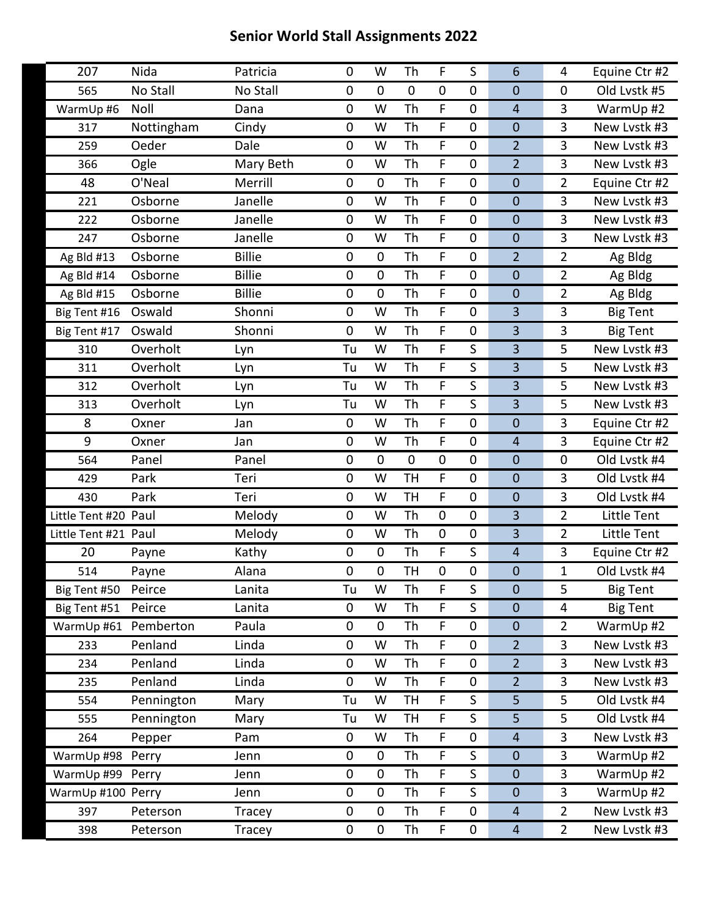# Senior World Stall Assignments 2022

| | | | | | | | | | | |
|---|---|---|---|---|---|---|---|---|---|---|
| 207 | Nida | Patricia | 0 | W | Th | F | S | 6 | 4 | Equine Ctr #2 |
| 565 | No Stall | No Stall | 0 | 0 | 0 | 0 | 0 | 0 | 0 | Old Lvstk #5 |
| WarmUp #6 | Noll | Dana | 0 | W | Th | F | 0 | 4 | 3 | WarmUp #2 |
| 317 | Nottingham | Cindy | 0 | W | Th | F | 0 | 0 | 3 | New Lvstk #3 |
| 259 | Oeder | Dale | 0 | W | Th | F | 0 | 2 | 3 | New Lvstk #3 |
| 366 | Ogle | Mary Beth | 0 | W | Th | F | 0 | 2 | 3 | New Lvstk #3 |
| 48 | O'Neal | Merrill | 0 | 0 | Th | F | 0 | 0 | 2 | Equine Ctr #2 |
| 221 | Osborne | Janelle | 0 | W | Th | F | 0 | 0 | 3 | New Lvstk #3 |
| 222 | Osborne | Janelle | 0 | W | Th | F | 0 | 0 | 3 | New Lvstk #3 |
| 247 | Osborne | Janelle | 0 | W | Th | F | 0 | 0 | 3 | New Lvstk #3 |
| Ag Bld #13 | Osborne | Billie | 0 | 0 | Th | F | 0 | 2 | 2 | Ag Bldg |
| Ag Bld #14 | Osborne | Billie | 0 | 0 | Th | F | 0 | 0 | 2 | Ag Bldg |
| Ag Bld #15 | Osborne | Billie | 0 | 0 | Th | F | 0 | 0 | 2 | Ag Bldg |
| Big Tent #16 | Oswald | Shonni | 0 | W | Th | F | 0 | 3 | 3 | Big Tent |
| Big Tent #17 | Oswald | Shonni | 0 | W | Th | F | 0 | 3 | 3 | Big Tent |
| 310 | Overholt | Lyn | Tu | W | Th | F | S | 3 | 5 | New Lvstk #3 |
| 311 | Overholt | Lyn | Tu | W | Th | F | S | 3 | 5 | New Lvstk #3 |
| 312 | Overholt | Lyn | Tu | W | Th | F | S | 3 | 5 | New Lvstk #3 |
| 313 | Overholt | Lyn | Tu | W | Th | F | S | 3 | 5 | New Lvstk #3 |
| 8 | Oxner | Jan | 0 | W | Th | F | 0 | 0 | 3 | Equine Ctr #2 |
| 9 | Oxner | Jan | 0 | W | Th | F | 0 | 4 | 3 | Equine Ctr #2 |
| 564 | Panel | Panel | 0 | 0 | 0 | 0 | 0 | 0 | 0 | Old Lvstk #4 |
| 429 | Park | Teri | 0 | W | TH | F | 0 | 0 | 3 | Old Lvstk #4 |
| 430 | Park | Teri | 0 | W | TH | F | 0 | 0 | 3 | Old Lvstk #4 |
| Little Tent #20 | Paul | Melody | 0 | W | Th | 0 | 0 | 3 | 2 | Little Tent |
| Little Tent #21 | Paul | Melody | 0 | W | Th | 0 | 0 | 3 | 2 | Little Tent |
| 20 | Payne | Kathy | 0 | 0 | Th | F | S | 4 | 3 | Equine Ctr #2 |
| 514 | Payne | Alana | 0 | 0 | TH | 0 | 0 | 0 | 1 | Old Lvstk #4 |
| Big Tent #50 | Peirce | Lanita | Tu | W | Th | F | S | 0 | 5 | Big Tent |
| Big Tent #51 | Peirce | Lanita | 0 | W | Th | F | S | 0 | 4 | Big Tent |
| WarmUp #61 | Pemberton | Paula | 0 | 0 | Th | F | 0 | 0 | 2 | WarmUp #2 |
| 233 | Penland | Linda | 0 | W | Th | F | 0 | 2 | 3 | New Lvstk #3 |
| 234 | Penland | Linda | 0 | W | Th | F | 0 | 2 | 3 | New Lvstk #3 |
| 235 | Penland | Linda | 0 | W | Th | F | 0 | 2 | 3 | New Lvstk #3 |
| 554 | Pennington | Mary | Tu | W | TH | F | S | 5 | 5 | Old Lvstk #4 |
| 555 | Pennington | Mary | Tu | W | TH | F | S | 5 | 5 | Old Lvstk #4 |
| 264 | Pepper | Pam | 0 | W | Th | F | 0 | 4 | 3 | New Lvstk #3 |
| WarmUp #98 | Perry | Jenn | 0 | 0 | Th | F | S | 0 | 3 | WarmUp #2 |
| WarmUp #99 | Perry | Jenn | 0 | 0 | Th | F | S | 0 | 3 | WarmUp #2 |
| WarmUp #100 | Perry | Jenn | 0 | 0 | Th | F | S | 0 | 3 | WarmUp #2 |
| 397 | Peterson | Tracey | 0 | 0 | Th | F | 0 | 4 | 2 | New Lvstk #3 |
| 398 | Peterson | Tracey | 0 | 0 | Th | F | 0 | 4 | 2 | New Lvstk #3 |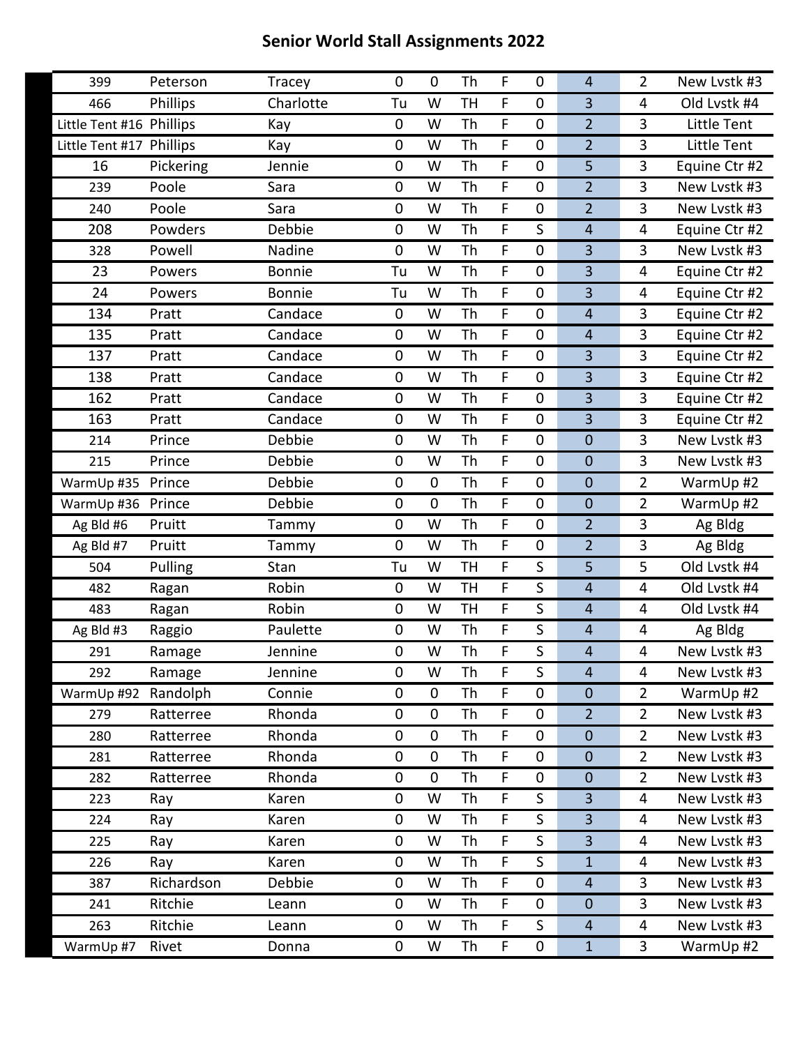# Senior World Stall Assignments 2022

| | | | | | | | | | | |
|---|---|---|---|---|---|---|---|---|---|---|
| 399 | Peterson | Tracey | 0 | 0 | Th | F | 0 | 4 | 2 | New Lvstk #3 |
| 466 | Phillips | Charlotte | Tu | W | TH | F | 0 | 3 | 4 | Old Lvstk #4 |
| Little Tent #16 | Phillips | Kay | 0 | W | Th | F | 0 | 2 | 3 | Little Tent |
| Little Tent #17 | Phillips | Kay | 0 | W | Th | F | 0 | 2 | 3 | Little Tent |
| 16 | Pickering | Jennie | 0 | W | Th | F | 0 | 5 | 3 | Equine Ctr #2 |
| 239 | Poole | Sara | 0 | W | Th | F | 0 | 2 | 3 | New Lvstk #3 |
| 240 | Poole | Sara | 0 | W | Th | F | 0 | 2 | 3 | New Lvstk #3 |
| 208 | Powders | Debbie | 0 | W | Th | F | S | 4 | 4 | Equine Ctr #2 |
| 328 | Powell | Nadine | 0 | W | Th | F | 0 | 3 | 3 | New Lvstk #3 |
| 23 | Powers | Bonnie | Tu | W | Th | F | 0 | 3 | 4 | Equine Ctr #2 |
| 24 | Powers | Bonnie | Tu | W | Th | F | 0 | 3 | 4 | Equine Ctr #2 |
| 134 | Pratt | Candace | 0 | W | Th | F | 0 | 4 | 3 | Equine Ctr #2 |
| 135 | Pratt | Candace | 0 | W | Th | F | 0 | 4 | 3 | Equine Ctr #2 |
| 137 | Pratt | Candace | 0 | W | Th | F | 0 | 3 | 3 | Equine Ctr #2 |
| 138 | Pratt | Candace | 0 | W | Th | F | 0 | 3 | 3 | Equine Ctr #2 |
| 162 | Pratt | Candace | 0 | W | Th | F | 0 | 3 | 3 | Equine Ctr #2 |
| 163 | Pratt | Candace | 0 | W | Th | F | 0 | 3 | 3 | Equine Ctr #2 |
| 214 | Prince | Debbie | 0 | W | Th | F | 0 | 0 | 3 | New Lvstk #3 |
| 215 | Prince | Debbie | 0 | W | Th | F | 0 | 0 | 3 | New Lvstk #3 |
| WarmUp #35 | Prince | Debbie | 0 | 0 | Th | F | 0 | 0 | 2 | WarmUp #2 |
| WarmUp #36 | Prince | Debbie | 0 | 0 | Th | F | 0 | 0 | 2 | WarmUp #2 |
| Ag Bld #6 | Pruitt | Tammy | 0 | W | Th | F | 0 | 2 | 3 | Ag Bldg |
| Ag Bld #7 | Pruitt | Tammy | 0 | W | Th | F | 0 | 2 | 3 | Ag Bldg |
| 504 | Pulling | Stan | Tu | W | TH | F | S | 5 | 5 | Old Lvstk #4 |
| 482 | Ragan | Robin | 0 | W | TH | F | S | 4 | 4 | Old Lvstk #4 |
| 483 | Ragan | Robin | 0 | W | TH | F | S | 4 | 4 | Old Lvstk #4 |
| Ag Bld #3 | Raggio | Paulette | 0 | W | Th | F | S | 4 | 4 | Ag Bldg |
| 291 | Ramage | Jennine | 0 | W | Th | F | S | 4 | 4 | New Lvstk #3 |
| 292 | Ramage | Jennine | 0 | W | Th | F | S | 4 | 4 | New Lvstk #3 |
| WarmUp #92 | Randolph | Connie | 0 | 0 | Th | F | 0 | 0 | 2 | WarmUp #2 |
| 279 | Ratterree | Rhonda | 0 | 0 | Th | F | 0 | 2 | 2 | New Lvstk #3 |
| 280 | Ratterree | Rhonda | 0 | 0 | Th | F | 0 | 0 | 2 | New Lvstk #3 |
| 281 | Ratterree | Rhonda | 0 | 0 | Th | F | 0 | 0 | 2 | New Lvstk #3 |
| 282 | Ratterree | Rhonda | 0 | 0 | Th | F | 0 | 0 | 2 | New Lvstk #3 |
| 223 | Ray | Karen | 0 | W | Th | F | S | 3 | 4 | New Lvstk #3 |
| 224 | Ray | Karen | 0 | W | Th | F | S | 3 | 4 | New Lvstk #3 |
| 225 | Ray | Karen | 0 | W | Th | F | S | 3 | 4 | New Lvstk #3 |
| 226 | Ray | Karen | 0 | W | Th | F | S | 1 | 4 | New Lvstk #3 |
| 387 | Richardson | Debbie | 0 | W | Th | F | 0 | 4 | 3 | New Lvstk #3 |
| 241 | Ritchie | Leann | 0 | W | Th | F | 0 | 0 | 3 | New Lvstk #3 |
| 263 | Ritchie | Leann | 0 | W | Th | F | S | 4 | 4 | New Lvstk #3 |
| WarmUp #7 | Rivet | Donna | 0 | W | Th | F | 0 | 1 | 3 | WarmUp #2 |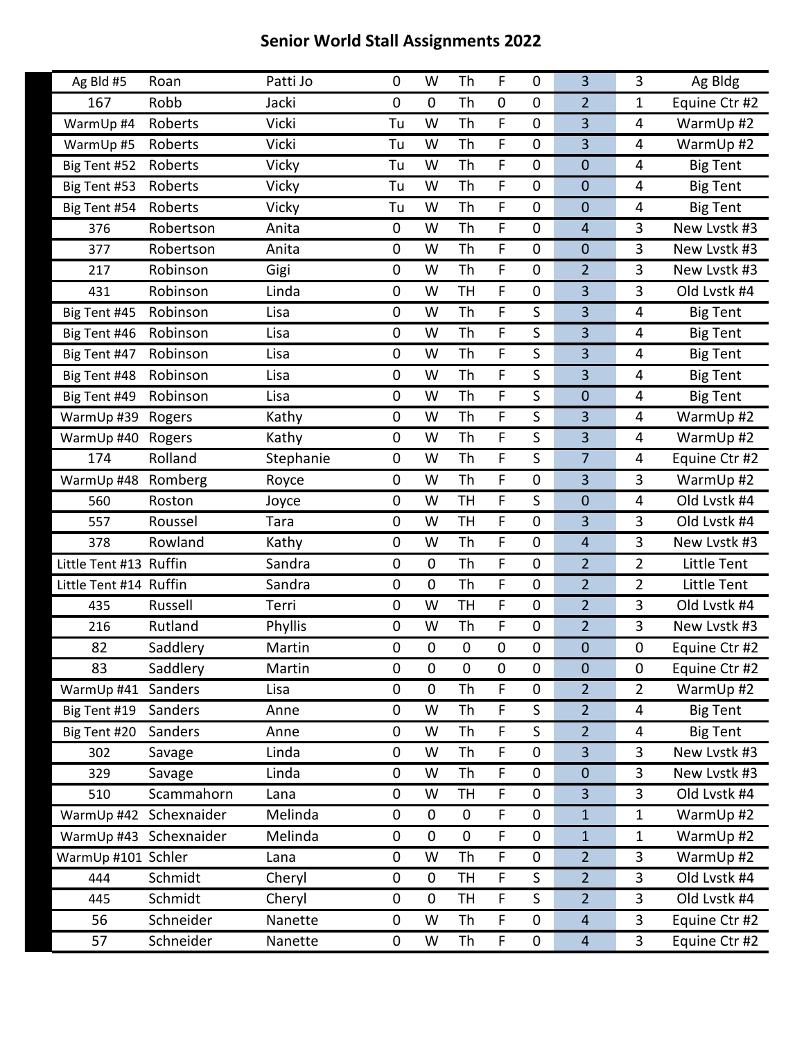# Senior World Stall Assignments 2022

| | | | | | | | | | | |
|---|---|---|---|---|---|---|---|---|---|---|
| Ag Bld #5 | Roan | Patti Jo | 0 | W | Th | F | 0 | 3 | 3 | Ag Bldg |
| 167 | Robb | Jacki | 0 | 0 | Th | 0 | 0 | 2 | 1 | Equine Ctr #2 |
| WarmUp #4 | Roberts | Vicki | Tu | W | Th | F | 0 | 3 | 4 | WarmUp #2 |
| WarmUp #5 | Roberts | Vicki | Tu | W | Th | F | 0 | 3 | 4 | WarmUp #2 |
| Big Tent #52 | Roberts | Vicky | Tu | W | Th | F | 0 | 0 | 4 | Big Tent |
| Big Tent #53 | Roberts | Vicky | Tu | W | Th | F | 0 | 0 | 4 | Big Tent |
| Big Tent #54 | Roberts | Vicky | Tu | W | Th | F | 0 | 0 | 4 | Big Tent |
| 376 | Robertson | Anita | 0 | W | Th | F | 0 | 4 | 3 | New Lvstk #3 |
| 377 | Robertson | Anita | 0 | W | Th | F | 0 | 0 | 3 | New Lvstk #3 |
| 217 | Robinson | Gigi | 0 | W | Th | F | 0 | 2 | 3 | New Lvstk #3 |
| 431 | Robinson | Linda | 0 | W | TH | F | 0 | 3 | 3 | Old Lvstk #4 |
| Big Tent #45 | Robinson | Lisa | 0 | W | Th | F | S | 3 | 4 | Big Tent |
| Big Tent #46 | Robinson | Lisa | 0 | W | Th | F | S | 3 | 4 | Big Tent |
| Big Tent #47 | Robinson | Lisa | 0 | W | Th | F | S | 3 | 4 | Big Tent |
| Big Tent #48 | Robinson | Lisa | 0 | W | Th | F | S | 3 | 4 | Big Tent |
| Big Tent #49 | Robinson | Lisa | 0 | W | Th | F | S | 0 | 4 | Big Tent |
| WarmUp #39 | Rogers | Kathy | 0 | W | Th | F | S | 3 | 4 | WarmUp #2 |
| WarmUp #40 | Rogers | Kathy | 0 | W | Th | F | S | 3 | 4 | WarmUp #2 |
| 174 | Rolland | Stephanie | 0 | W | Th | F | S | 7 | 4 | Equine Ctr #2 |
| WarmUp #48 | Romberg | Royce | 0 | W | Th | F | 0 | 3 | 3 | WarmUp #2 |
| 560 | Roston | Joyce | 0 | W | TH | F | S | 0 | 4 | Old Lvstk #4 |
| 557 | Roussel | Tara | 0 | W | TH | F | 0 | 3 | 3 | Old Lvstk #4 |
| 378 | Rowland | Kathy | 0 | W | Th | F | 0 | 4 | 3 | New Lvstk #3 |
| Little Tent #13 | Ruffin | Sandra | 0 | 0 | Th | F | 0 | 2 | 2 | Little Tent |
| Little Tent #14 | Ruffin | Sandra | 0 | 0 | Th | F | 0 | 2 | 2 | Little Tent |
| 435 | Russell | Terri | 0 | W | TH | F | 0 | 2 | 3 | Old Lvstk #4 |
| 216 | Rutland | Phyllis | 0 | W | Th | F | 0 | 2 | 3 | New Lvstk #3 |
| 82 | Saddlery | Martin | 0 | 0 | 0 | 0 | 0 | 0 | 0 | Equine Ctr #2 |
| 83 | Saddlery | Martin | 0 | 0 | 0 | 0 | 0 | 0 | 0 | Equine Ctr #2 |
| WarmUp #41 | Sanders | Lisa | 0 | 0 | Th | F | 0 | 2 | 2 | WarmUp #2 |
| Big Tent #19 | Sanders | Anne | 0 | W | Th | F | S | 2 | 4 | Big Tent |
| Big Tent #20 | Sanders | Anne | 0 | W | Th | F | S | 2 | 4 | Big Tent |
| 302 | Savage | Linda | 0 | W | Th | F | 0 | 3 | 3 | New Lvstk #3 |
| 329 | Savage | Linda | 0 | W | Th | F | 0 | 0 | 3 | New Lvstk #3 |
| 510 | Scammahorn | Lana | 0 | W | TH | F | 0 | 3 | 3 | Old Lvstk #4 |
| WarmUp #42 | Schexnaider | Melinda | 0 | 0 | 0 | F | 0 | 1 | 1 | WarmUp #2 |
| WarmUp #43 | Schexnaider | Melinda | 0 | 0 | 0 | F | 0 | 1 | 1 | WarmUp #2 |
| WarmUp #101 | Schler | Lana | 0 | W | Th | F | 0 | 2 | 3 | WarmUp #2 |
| 444 | Schmidt | Cheryl | 0 | 0 | TH | F | S | 2 | 3 | Old Lvstk #4 |
| 445 | Schmidt | Cheryl | 0 | 0 | TH | F | S | 2 | 3 | Old Lvstk #4 |
| 56 | Schneider | Nanette | 0 | W | Th | F | 0 | 4 | 3 | Equine Ctr #2 |
| 57 | Schneider | Nanette | 0 | W | Th | F | 0 | 4 | 3 | Equine Ctr #2 |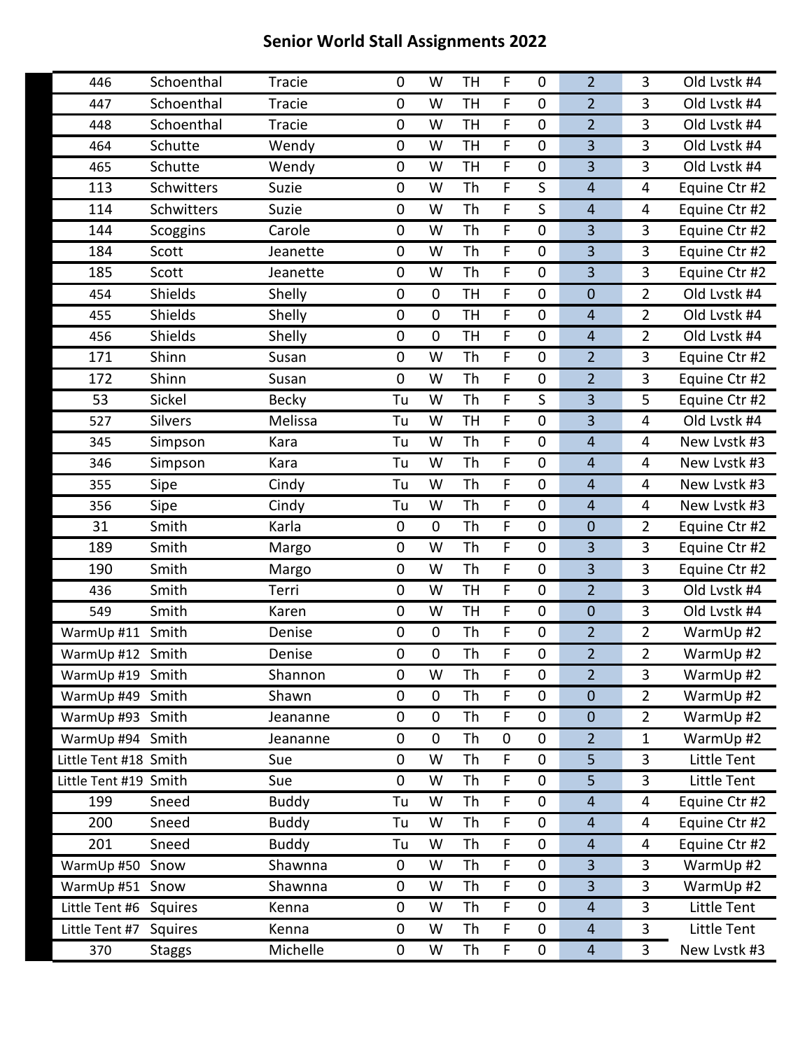# Senior World Stall Assignments 2022

| | | | | | | | | | | |
|---|---|---|---|---|---|---|---|---|---|---|
| 446 | Schoenthal | Tracie | 0 | W | TH | F | 0 | 2 | 3 | Old Lvstk #4 |
| 447 | Schoenthal | Tracie | 0 | W | TH | F | 0 | 2 | 3 | Old Lvstk #4 |
| 448 | Schoenthal | Tracie | 0 | W | TH | F | 0 | 2 | 3 | Old Lvstk #4 |
| 464 | Schutte | Wendy | 0 | W | TH | F | 0 | 3 | 3 | Old Lvstk #4 |
| 465 | Schutte | Wendy | 0 | W | TH | F | 0 | 3 | 3 | Old Lvstk #4 |
| 113 | Schwitters | Suzie | 0 | W | Th | F | S | 4 | 4 | Equine Ctr #2 |
| 114 | Schwitters | Suzie | 0 | W | Th | F | S | 4 | 4 | Equine Ctr #2 |
| 144 | Scoggins | Carole | 0 | W | Th | F | 0 | 3 | 3 | Equine Ctr #2 |
| 184 | Scott | Jeanette | 0 | W | Th | F | 0 | 3 | 3 | Equine Ctr #2 |
| 185 | Scott | Jeanette | 0 | W | Th | F | 0 | 3 | 3 | Equine Ctr #2 |
| 454 | Shields | Shelly | 0 | 0 | TH | F | 0 | 0 | 2 | Old Lvstk #4 |
| 455 | Shields | Shelly | 0 | 0 | TH | F | 0 | 4 | 2 | Old Lvstk #4 |
| 456 | Shields | Shelly | 0 | 0 | TH | F | 0 | 4 | 2 | Old Lvstk #4 |
| 171 | Shinn | Susan | 0 | W | Th | F | 0 | 2 | 3 | Equine Ctr #2 |
| 172 | Shinn | Susan | 0 | W | Th | F | 0 | 2 | 3 | Equine Ctr #2 |
| 53 | Sickel | Becky | Tu | W | Th | F | S | 3 | 5 | Equine Ctr #2 |
| 527 | Silvers | Melissa | Tu | W | TH | F | 0 | 3 | 4 | Old Lvstk #4 |
| 345 | Simpson | Kara | Tu | W | Th | F | 0 | 4 | 4 | New Lvstk #3 |
| 346 | Simpson | Kara | Tu | W | Th | F | 0 | 4 | 4 | New Lvstk #3 |
| 355 | Sipe | Cindy | Tu | W | Th | F | 0 | 4 | 4 | New Lvstk #3 |
| 356 | Sipe | Cindy | Tu | W | Th | F | 0 | 4 | 4 | New Lvstk #3 |
| 31 | Smith | Karla | 0 | 0 | Th | F | 0 | 0 | 2 | Equine Ctr #2 |
| 189 | Smith | Margo | 0 | W | Th | F | 0 | 3 | 3 | Equine Ctr #2 |
| 190 | Smith | Margo | 0 | W | Th | F | 0 | 3 | 3 | Equine Ctr #2 |
| 436 | Smith | Terri | 0 | W | TH | F | 0 | 2 | 3 | Old Lvstk #4 |
| 549 | Smith | Karen | 0 | W | TH | F | 0 | 0 | 3 | Old Lvstk #4 |
| WarmUp #11 | Smith | Denise | 0 | 0 | Th | F | 0 | 2 | 2 | WarmUp #2 |
| WarmUp #12 | Smith | Denise | 0 | 0 | Th | F | 0 | 2 | 2 | WarmUp #2 |
| WarmUp #19 | Smith | Shannon | 0 | W | Th | F | 0 | 2 | 3 | WarmUp #2 |
| WarmUp #49 | Smith | Shawn | 0 | 0 | Th | F | 0 | 0 | 2 | WarmUp #2 |
| WarmUp #93 | Smith | Jeananne | 0 | 0 | Th | F | 0 | 0 | 2 | WarmUp #2 |
| WarmUp #94 | Smith | Jeananne | 0 | 0 | Th | 0 | 0 | 2 | 1 | WarmUp #2 |
| Little Tent #18 | Smith | Sue | 0 | W | Th | F | 0 | 5 | 3 | Little Tent |
| Little Tent #19 | Smith | Sue | 0 | W | Th | F | 0 | 5 | 3 | Little Tent |
| 199 | Sneed | Buddy | Tu | W | Th | F | 0 | 4 | 4 | Equine Ctr #2 |
| 200 | Sneed | Buddy | Tu | W | Th | F | 0 | 4 | 4 | Equine Ctr #2 |
| 201 | Sneed | Buddy | Tu | W | Th | F | 0 | 4 | 4 | Equine Ctr #2 |
| WarmUp #50 | Snow | Shawnna | 0 | W | Th | F | 0 | 3 | 3 | WarmUp #2 |
| WarmUp #51 | Snow | Shawnna | 0 | W | Th | F | 0 | 3 | 3 | WarmUp #2 |
| Little Tent #6 | Squires | Kenna | 0 | W | Th | F | 0 | 4 | 3 | Little Tent |
| Little Tent #7 | Squires | Kenna | 0 | W | Th | F | 0 | 4 | 3 | Little Tent |
| 370 | Staggs | Michelle | 0 | W | Th | F | 0 | 4 | 3 | New Lvstk #3 |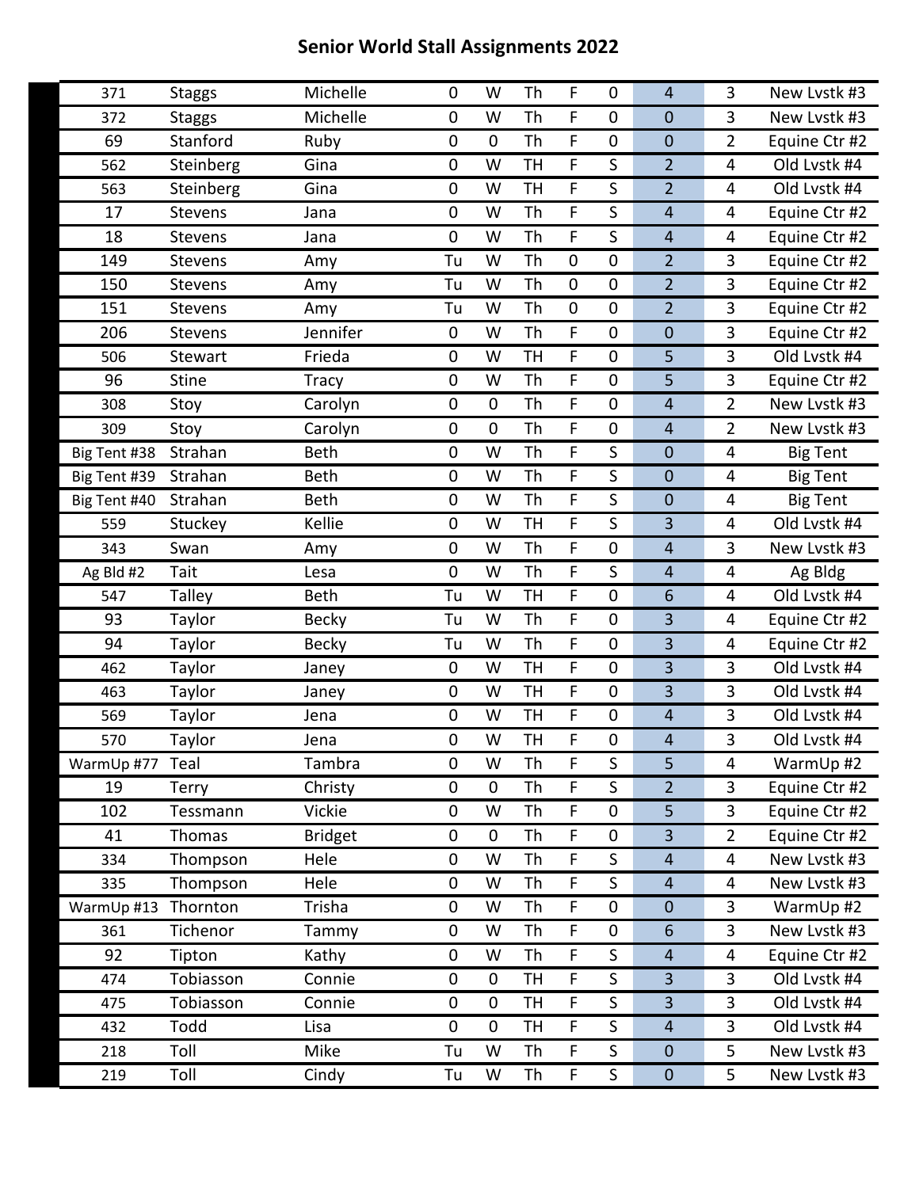# Senior World Stall Assignments 2022

| | | | | | | | | | | |
|---|---|---|---|---|---|---|---|---|---|---|
| 371 | Staggs | Michelle | 0 | W | Th | F | 0 | 4 | 3 | New Lvstk #3 |
| 372 | Staggs | Michelle | 0 | W | Th | F | 0 | 0 | 3 | New Lvstk #3 |
| 69 | Stanford | Ruby | 0 | 0 | Th | F | 0 | 0 | 2 | Equine Ctr #2 |
| 562 | Steinberg | Gina | 0 | W | TH | F | S | 2 | 4 | Old Lvstk #4 |
| 563 | Steinberg | Gina | 0 | W | TH | F | S | 2 | 4 | Old Lvstk #4 |
| 17 | Stevens | Jana | 0 | W | Th | F | S | 4 | 4 | Equine Ctr #2 |
| 18 | Stevens | Jana | 0 | W | Th | F | S | 4 | 4 | Equine Ctr #2 |
| 149 | Stevens | Amy | Tu | W | Th | 0 | 0 | 2 | 3 | Equine Ctr #2 |
| 150 | Stevens | Amy | Tu | W | Th | 0 | 0 | 2 | 3 | Equine Ctr #2 |
| 151 | Stevens | Amy | Tu | W | Th | 0 | 0 | 2 | 3 | Equine Ctr #2 |
| 206 | Stevens | Jennifer | 0 | W | Th | F | 0 | 0 | 3 | Equine Ctr #2 |
| 506 | Stewart | Frieda | 0 | W | TH | F | 0 | 5 | 3 | Old Lvstk #4 |
| 96 | Stine | Tracy | 0 | W | Th | F | 0 | 5 | 3 | Equine Ctr #2 |
| 308 | Stoy | Carolyn | 0 | 0 | Th | F | 0 | 4 | 2 | New Lvstk #3 |
| 309 | Stoy | Carolyn | 0 | 0 | Th | F | 0 | 4 | 2 | New Lvstk #3 |
| Big Tent #38 | Strahan | Beth | 0 | W | Th | F | S | 0 | 4 | Big Tent |
| Big Tent #39 | Strahan | Beth | 0 | W | Th | F | S | 0 | 4 | Big Tent |
| Big Tent #40 | Strahan | Beth | 0 | W | Th | F | S | 0 | 4 | Big Tent |
| 559 | Stuckey | Kellie | 0 | W | TH | F | S | 3 | 4 | Old Lvstk #4 |
| 343 | Swan | Amy | 0 | W | Th | F | 0 | 4 | 3 | New Lvstk #3 |
| Ag Bld #2 | Tait | Lesa | 0 | W | Th | F | S | 4 | 4 | Ag Bldg |
| 547 | Talley | Beth | Tu | W | TH | F | 0 | 6 | 4 | Old Lvstk #4 |
| 93 | Taylor | Becky | Tu | W | Th | F | 0 | 3 | 4 | Equine Ctr #2 |
| 94 | Taylor | Becky | Tu | W | Th | F | 0 | 3 | 4 | Equine Ctr #2 |
| 462 | Taylor | Janey | 0 | W | TH | F | 0 | 3 | 3 | Old Lvstk #4 |
| 463 | Taylor | Janey | 0 | W | TH | F | 0 | 3 | 3 | Old Lvstk #4 |
| 569 | Taylor | Jena | 0 | W | TH | F | 0 | 4 | 3 | Old Lvstk #4 |
| 570 | Taylor | Jena | 0 | W | TH | F | 0 | 4 | 3 | Old Lvstk #4 |
| WarmUp #77 | Teal | Tambra | 0 | W | Th | F | S | 5 | 4 | WarmUp #2 |
| 19 | Terry | Christy | 0 | 0 | Th | F | S | 2 | 3 | Equine Ctr #2 |
| 102 | Tessmann | Vickie | 0 | W | Th | F | 0 | 5 | 3 | Equine Ctr #2 |
| 41 | Thomas | Bridget | 0 | 0 | Th | F | 0 | 3 | 2 | Equine Ctr #2 |
| 334 | Thompson | Hele | 0 | W | Th | F | S | 4 | 4 | New Lvstk #3 |
| 335 | Thompson | Hele | 0 | W | Th | F | S | 4 | 4 | New Lvstk #3 |
| WarmUp #13 | Thornton | Trisha | 0 | W | Th | F | 0 | 0 | 3 | WarmUp #2 |
| 361 | Tichenor | Tammy | 0 | W | Th | F | 0 | 6 | 3 | New Lvstk #3 |
| 92 | Tipton | Kathy | 0 | W | Th | F | S | 4 | 4 | Equine Ctr #2 |
| 474 | Tobiasson | Connie | 0 | 0 | TH | F | S | 3 | 3 | Old Lvstk #4 |
| 475 | Tobiasson | Connie | 0 | 0 | TH | F | S | 3 | 3 | Old Lvstk #4 |
| 432 | Todd | Lisa | 0 | 0 | TH | F | S | 4 | 3 | Old Lvstk #4 |
| 218 | Toll | Mike | Tu | W | Th | F | S | 0 | 5 | New Lvstk #3 |
| 219 | Toll | Cindy | Tu | W | Th | F | S | 0 | 5 | New Lvstk #3 |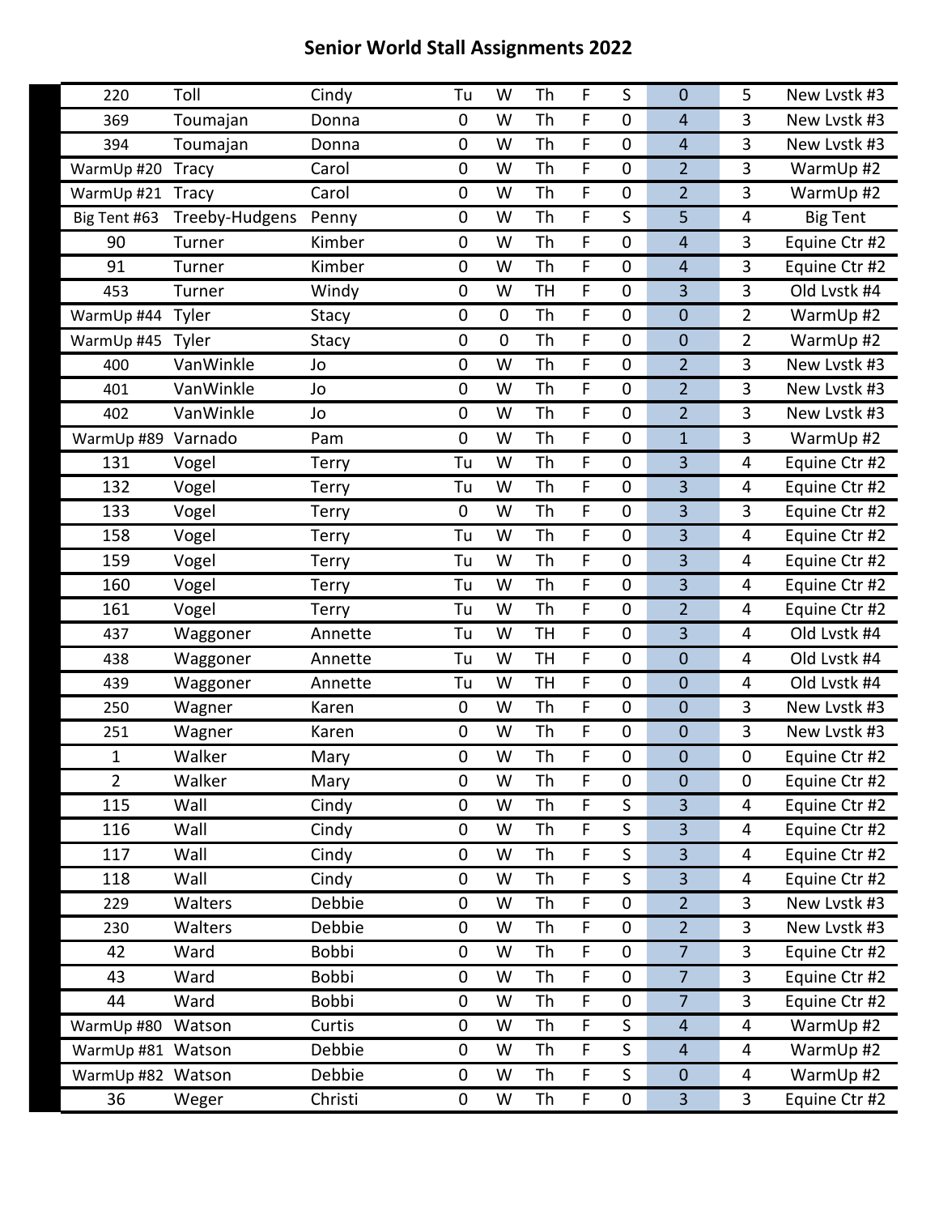# Senior World Stall Assignments 2022

| | | | | | | | | | | |
|---|---|---|---|---|---|---|---|---|---|---|
| 220 | Toll | Cindy | Tu | W | Th | F | S | 0 | 5 | New Lvstk #3 |
| 369 | Toumajan | Donna | 0 | W | Th | F | 0 | 4 | 3 | New Lvstk #3 |
| 394 | Toumajan | Donna | 0 | W | Th | F | 0 | 4 | 3 | New Lvstk #3 |
| WarmUp #20 | Tracy | Carol | 0 | W | Th | F | 0 | 2 | 3 | WarmUp #2 |
| WarmUp #21 | Tracy | Carol | 0 | W | Th | F | 0 | 2 | 3 | WarmUp #2 |
| Big Tent #63 | Treeby-Hudgens | Penny | 0 | W | Th | F | S | 5 | 4 | Big Tent |
| 90 | Turner | Kimber | 0 | W | Th | F | 0 | 4 | 3 | Equine Ctr #2 |
| 91 | Turner | Kimber | 0 | W | Th | F | 0 | 4 | 3 | Equine Ctr #2 |
| 453 | Turner | Windy | 0 | W | TH | F | 0 | 3 | 3 | Old Lvstk #4 |
| WarmUp #44 | Tyler | Stacy | 0 | 0 | Th | F | 0 | 0 | 2 | WarmUp #2 |
| WarmUp #45 | Tyler | Stacy | 0 | 0 | Th | F | 0 | 0 | 2 | WarmUp #2 |
| 400 | VanWinkle | Jo | 0 | W | Th | F | 0 | 2 | 3 | New Lvstk #3 |
| 401 | VanWinkle | Jo | 0 | W | Th | F | 0 | 2 | 3 | New Lvstk #3 |
| 402 | VanWinkle | Jo | 0 | W | Th | F | 0 | 2 | 3 | New Lvstk #3 |
| WarmUp #89 | Varnado | Pam | 0 | W | Th | F | 0 | 1 | 3 | WarmUp #2 |
| 131 | Vogel | Terry | Tu | W | Th | F | 0 | 3 | 4 | Equine Ctr #2 |
| 132 | Vogel | Terry | Tu | W | Th | F | 0 | 3 | 4 | Equine Ctr #2 |
| 133 | Vogel | Terry | 0 | W | Th | F | 0 | 3 | 3 | Equine Ctr #2 |
| 158 | Vogel | Terry | Tu | W | Th | F | 0 | 3 | 4 | Equine Ctr #2 |
| 159 | Vogel | Terry | Tu | W | Th | F | 0 | 3 | 4 | Equine Ctr #2 |
| 160 | Vogel | Terry | Tu | W | Th | F | 0 | 3 | 4 | Equine Ctr #2 |
| 161 | Vogel | Terry | Tu | W | Th | F | 0 | 2 | 4 | Equine Ctr #2 |
| 437 | Waggoner | Annette | Tu | W | TH | F | 0 | 3 | 4 | Old Lvstk #4 |
| 438 | Waggoner | Annette | Tu | W | TH | F | 0 | 0 | 4 | Old Lvstk #4 |
| 439 | Waggoner | Annette | Tu | W | TH | F | 0 | 0 | 4 | Old Lvstk #4 |
| 250 | Wagner | Karen | 0 | W | Th | F | 0 | 0 | 3 | New Lvstk #3 |
| 251 | Wagner | Karen | 0 | W | Th | F | 0 | 0 | 3 | New Lvstk #3 |
| 1 | Walker | Mary | 0 | W | Th | F | 0 | 0 | 0 | Equine Ctr #2 |
| 2 | Walker | Mary | 0 | W | Th | F | 0 | 0 | 0 | Equine Ctr #2 |
| 115 | Wall | Cindy | 0 | W | Th | F | S | 3 | 4 | Equine Ctr #2 |
| 116 | Wall | Cindy | 0 | W | Th | F | S | 3 | 4 | Equine Ctr #2 |
| 117 | Wall | Cindy | 0 | W | Th | F | S | 3 | 4 | Equine Ctr #2 |
| 118 | Wall | Cindy | 0 | W | Th | F | S | 3 | 4 | Equine Ctr #2 |
| 229 | Walters | Debbie | 0 | W | Th | F | 0 | 2 | 3 | New Lvstk #3 |
| 230 | Walters | Debbie | 0 | W | Th | F | 0 | 2 | 3 | New Lvstk #3 |
| 42 | Ward | Bobbi | 0 | W | Th | F | 0 | 7 | 3 | Equine Ctr #2 |
| 43 | Ward | Bobbi | 0 | W | Th | F | 0 | 7 | 3 | Equine Ctr #2 |
| 44 | Ward | Bobbi | 0 | W | Th | F | 0 | 7 | 3 | Equine Ctr #2 |
| WarmUp #80 | Watson | Curtis | 0 | W | Th | F | S | 4 | 4 | WarmUp #2 |
| WarmUp #81 | Watson | Debbie | 0 | W | Th | F | S | 4 | 4 | WarmUp #2 |
| WarmUp #82 | Watson | Debbie | 0 | W | Th | F | S | 0 | 4 | WarmUp #2 |
| 36 | Weger | Christi | 0 | W | Th | F | 0 | 3 | 3 | Equine Ctr #2 |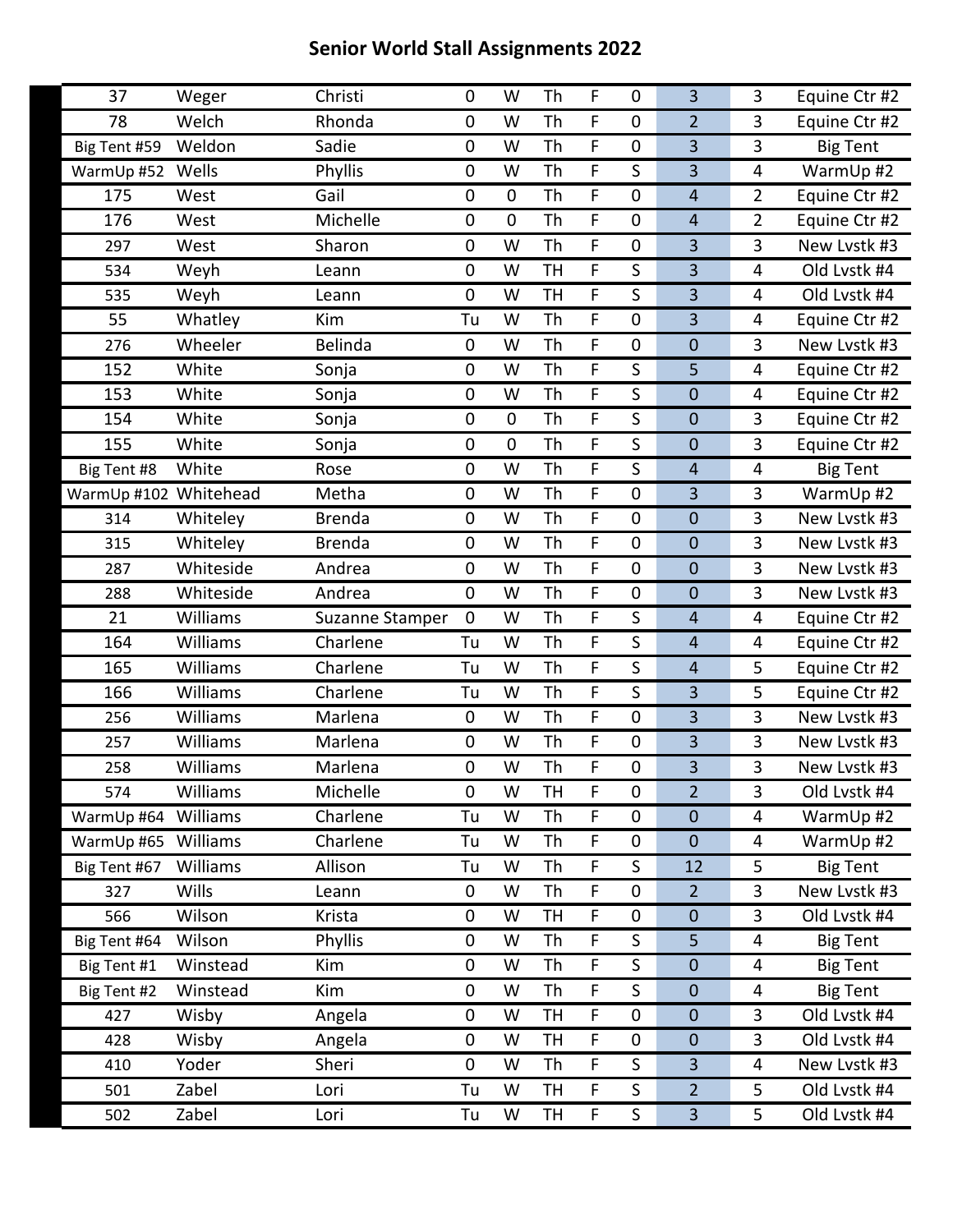# Senior World Stall Assignments 2022

| | | | | | | | | | | |
|---|---|---|---|---|---|---|---|---|---|---|
| 37 | Weger | Christi | 0 | W | Th | F | 0 | 3 | 3 | Equine Ctr #2 |
| 78 | Welch | Rhonda | 0 | W | Th | F | 0 | 2 | 3 | Equine Ctr #2 |
| Big Tent #59 | Weldon | Sadie | 0 | W | Th | F | 0 | 3 | 3 | Big Tent |
| WarmUp #52 | Wells | Phyllis | 0 | W | Th | F | S | 3 | 4 | WarmUp #2 |
| 175 | West | Gail | 0 | 0 | Th | F | 0 | 4 | 2 | Equine Ctr #2 |
| 176 | West | Michelle | 0 | 0 | Th | F | 0 | 4 | 2 | Equine Ctr #2 |
| 297 | West | Sharon | 0 | W | Th | F | 0 | 3 | 3 | New Lvstk #3 |
| 534 | Weyh | Leann | 0 | W | TH | F | S | 3 | 4 | Old Lvstk #4 |
| 535 | Weyh | Leann | 0 | W | TH | F | S | 3 | 4 | Old Lvstk #4 |
| 55 | Whatley | Kim | Tu | W | Th | F | 0 | 3 | 4 | Equine Ctr #2 |
| 276 | Wheeler | Belinda | 0 | W | Th | F | 0 | 0 | 3 | New Lvstk #3 |
| 152 | White | Sonja | 0 | W | Th | F | S | 5 | 4 | Equine Ctr #2 |
| 153 | White | Sonja | 0 | W | Th | F | S | 0 | 4 | Equine Ctr #2 |
| 154 | White | Sonja | 0 | 0 | Th | F | S | 0 | 3 | Equine Ctr #2 |
| 155 | White | Sonja | 0 | 0 | Th | F | S | 0 | 3 | Equine Ctr #2 |
| Big Tent #8 | White | Rose | 0 | W | Th | F | S | 4 | 4 | Big Tent |
| WarmUp #102 | Whitehead | Metha | 0 | W | Th | F | 0 | 3 | 3 | WarmUp #2 |
| 314 | Whiteley | Brenda | 0 | W | Th | F | 0 | 0 | 3 | New Lvstk #3 |
| 315 | Whiteley | Brenda | 0 | W | Th | F | 0 | 0 | 3 | New Lvstk #3 |
| 287 | Whiteside | Andrea | 0 | W | Th | F | 0 | 0 | 3 | New Lvstk #3 |
| 288 | Whiteside | Andrea | 0 | W | Th | F | 0 | 0 | 3 | New Lvstk #3 |
| 21 | Williams | Suzanne Stamper | 0 | W | Th | F | S | 4 | 4 | Equine Ctr #2 |
| 164 | Williams | Charlene | Tu | W | Th | F | S | 4 | 4 | Equine Ctr #2 |
| 165 | Williams | Charlene | Tu | W | Th | F | S | 4 | 5 | Equine Ctr #2 |
| 166 | Williams | Charlene | Tu | W | Th | F | S | 3 | 5 | Equine Ctr #2 |
| 256 | Williams | Marlena | 0 | W | Th | F | 0 | 3 | 3 | New Lvstk #3 |
| 257 | Williams | Marlena | 0 | W | Th | F | 0 | 3 | 3 | New Lvstk #3 |
| 258 | Williams | Marlena | 0 | W | Th | F | 0 | 3 | 3 | New Lvstk #3 |
| 574 | Williams | Michelle | 0 | W | TH | F | 0 | 2 | 3 | Old Lvstk #4 |
| WarmUp #64 | Williams | Charlene | Tu | W | Th | F | 0 | 0 | 4 | WarmUp #2 |
| WarmUp #65 | Williams | Charlene | Tu | W | Th | F | 0 | 0 | 4 | WarmUp #2 |
| Big Tent #67 | Williams | Allison | Tu | W | Th | F | S | 12 | 5 | Big Tent |
| 327 | Wills | Leann | 0 | W | Th | F | 0 | 2 | 3 | New Lvstk #3 |
| 566 | Wilson | Krista | 0 | W | TH | F | 0 | 0 | 3 | Old Lvstk #4 |
| Big Tent #64 | Wilson | Phyllis | 0 | W | Th | F | S | 5 | 4 | Big Tent |
| Big Tent #1 | Winstead | Kim | 0 | W | Th | F | S | 0 | 4 | Big Tent |
| Big Tent #2 | Winstead | Kim | 0 | W | Th | F | S | 0 | 4 | Big Tent |
| 427 | Wisby | Angela | 0 | W | TH | F | 0 | 0 | 3 | Old Lvstk #4 |
| 428 | Wisby | Angela | 0 | W | TH | F | 0 | 0 | 3 | Old Lvstk #4 |
| 410 | Yoder | Sheri | 0 | W | Th | F | S | 3 | 4 | New Lvstk #3 |
| 501 | Zabel | Lori | Tu | W | TH | F | S | 2 | 5 | Old Lvstk #4 |
| 502 | Zabel | Lori | Tu | W | TH | F | S | 3 | 5 | Old Lvstk #4 |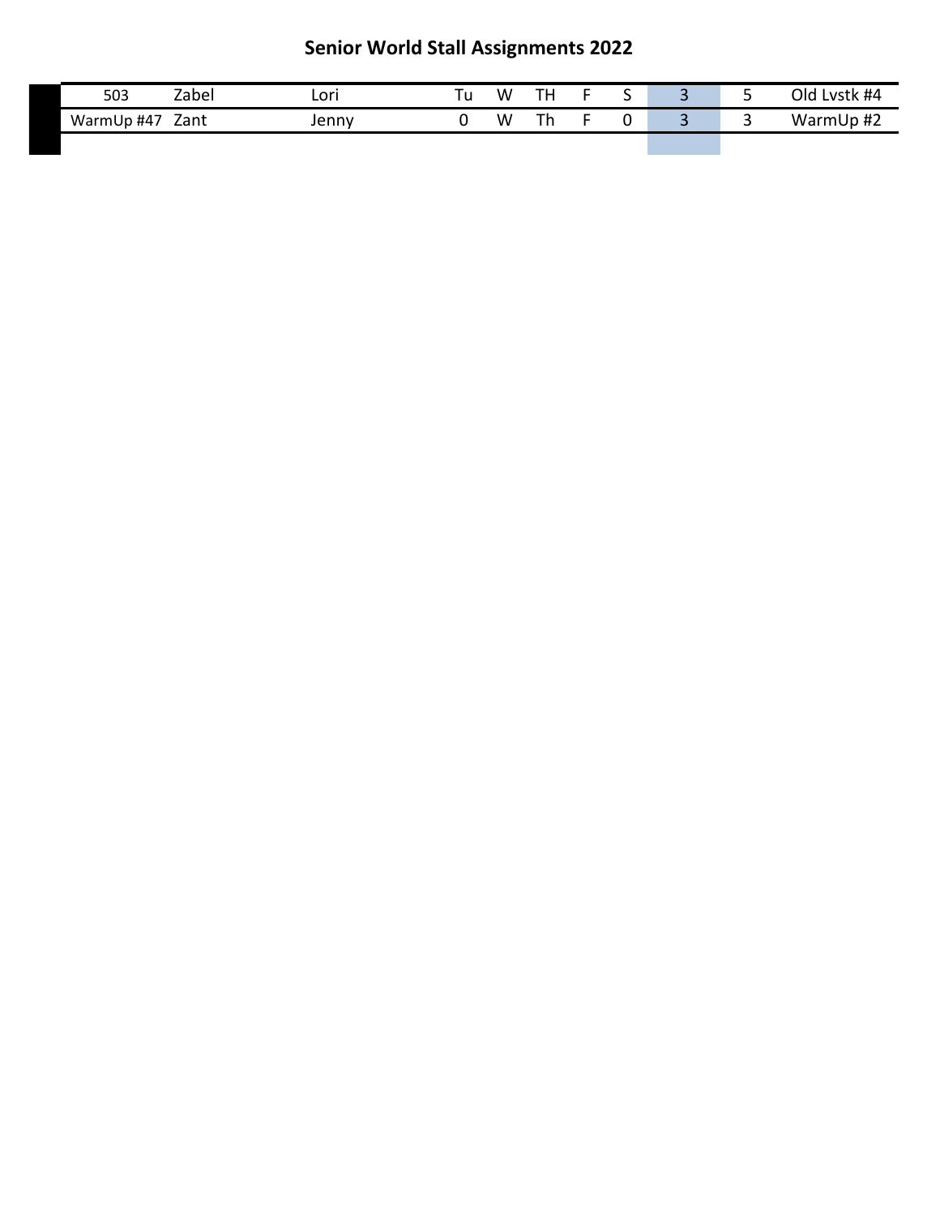# Senior World Stall Assignments 2022

| | | | | | | | | | | |
|---|---|---|---|---|---|---|---|---|---|---|
| 503 | Zabel | Lori | Tu | W | TH | F | S | 3 | 5 | Old Lvstk #4 |
| WarmUp #47 | Zant | Jenny | 0 | W | Th | F | 0 | 3 | 3 | WarmUp #2 |